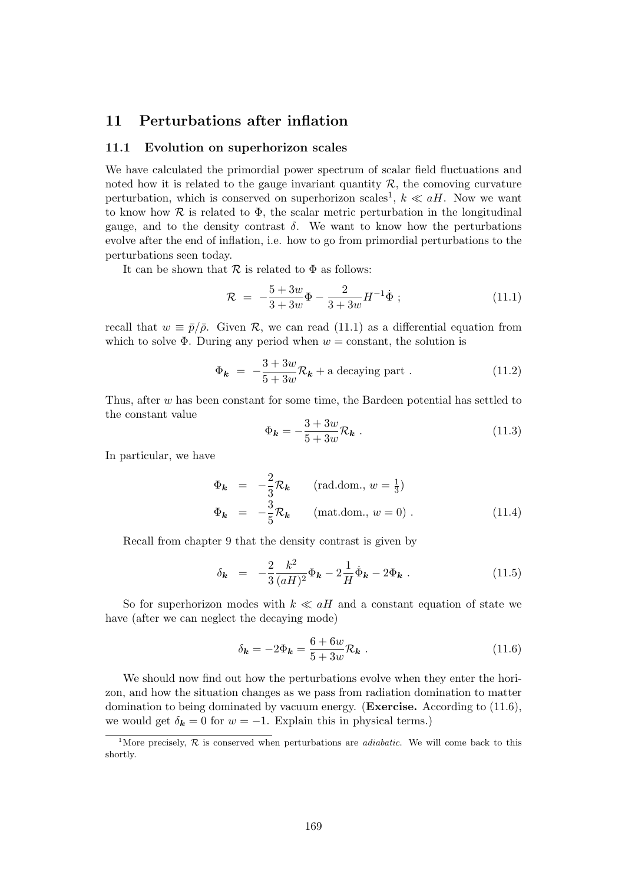# 11 Perturbations after inflation

## 11.1 Evolution on superhorizon scales

We have calculated the primordial power spectrum of scalar field fluctuations and noted how it is related to the gauge invariant quantity $\mathcal{R}$, the comoving curvature perturbation, which is conserved on superhorizon scales[1], $k \ll aH$. Now we want to know how $\mathcal{R}$ is related to $\Phi$, the scalar metric perturbation in the longitudinal gauge, and to the density contrast $\delta$. We want to know how the perturbations evolve after the end of inflation, i.e. how to go from primordial perturbations to the perturbations seen today.

It can be shown that $\mathcal{R}$ is related to $\Phi$ as follows:

$$\mathcal{R} \;=\; -\frac{5+3w}{3+3w}\Phi - \frac{2}{3+3w}H^{-1}\dot{\Phi}\;; \tag{11.1}$$

recall that $w \equiv \bar{p}/\bar{\rho}$. Given $\mathcal{R}$, we can read (11.1) as a differential equation from which to solve $\Phi$. During any period when $w = $ constant, the solution is

$$\Phi_{\boldsymbol{k}} \;=\; -\frac{3+3w}{5+3w}\mathcal{R}_{\boldsymbol{k}} + \text{a decaying part}\;. \tag{11.2}$$

Thus, after $w$ has been constant for some time, the Bardeen potential has settled to the constant value

$$\Phi_{\boldsymbol{k}} = -\frac{3+3w}{5+3w}\mathcal{R}_{\boldsymbol{k}}\;. \tag{11.3}$$

In particular, we have

$$\begin{aligned}
\Phi_{\boldsymbol{k}} &= -\frac{2}{3}\mathcal{R}_{\boldsymbol{k}} \qquad (\text{rad.dom., } w = \tfrac{1}{3}) \\
\Phi_{\boldsymbol{k}} &= -\frac{3}{5}\mathcal{R}_{\boldsymbol{k}} \qquad (\text{mat.dom., } w = 0)\;.
\end{aligned} \tag{11.4}$$

Recall from chapter 9 that the density contrast is given by

$$\delta_{\boldsymbol{k}} \;=\; -\frac{2}{3}\frac{k^2}{(aH)^2}\Phi_{\boldsymbol{k}} - 2\frac{1}{H}\dot{\Phi}_{\boldsymbol{k}} - 2\Phi_{\boldsymbol{k}}\;. \tag{11.5}$$

So for superhorizon modes with $k \ll aH$ and a constant equation of state we have (after we can neglect the decaying mode)

$$\delta_{\boldsymbol{k}} = -2\Phi_{\boldsymbol{k}} = \frac{6+6w}{5+3w}\mathcal{R}_{\boldsymbol{k}}\;. \tag{11.6}$$

We should now find out how the perturbations evolve when they enter the horizon, and how the situation changes as we pass from radiation domination to matter domination to being dominated by vacuum energy. (**Exercise.** According to (11.6), we would get $\delta_{\boldsymbol{k}} = 0$ for $w = -1$. Explain this in physical terms.)

---

[1] More precisely, $\mathcal{R}$ is conserved when perturbations are *adiabatic*. We will come back to this shortly.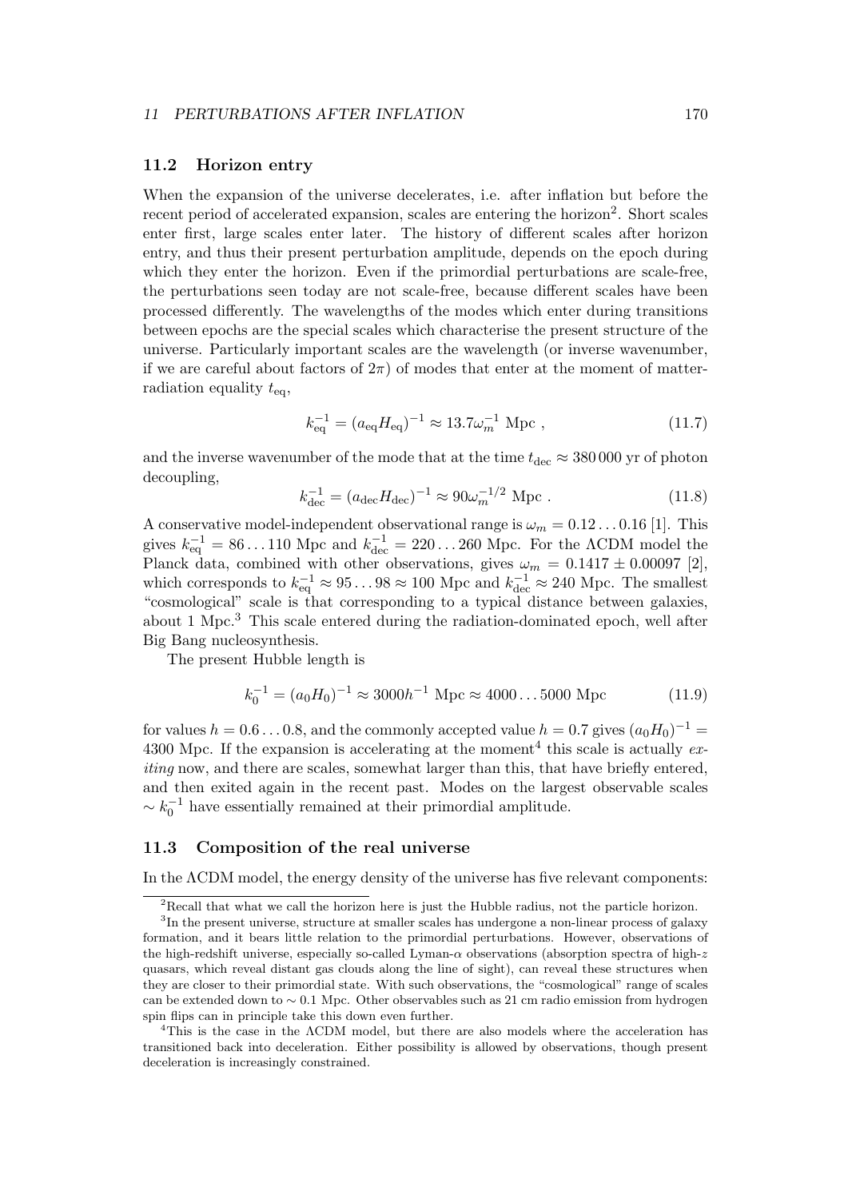### 11.2 Horizon entry

When the expansion of the universe decelerates, i.e. after inflation but before the recent period of accelerated expansion, scales are entering the horizon[2]. Short scales enter first, large scales enter later. The history of different scales after horizon entry, and thus their present perturbation amplitude, depends on the epoch during which they enter the horizon. Even if the primordial perturbations are scale-free, the perturbations seen today are not scale-free, because different scales have been processed differently. The wavelengths of the modes which enter during transitions between epochs are the special scales which characterise the present structure of the universe. Particularly important scales are the wavelength (or inverse wavenumber, if we are careful about factors of $2\pi$) of modes that enter at the moment of matter-radiation equality $t_{\rm eq}$,

$$k_{\rm eq}^{-1} = (a_{\rm eq} H_{\rm eq})^{-1} \approx 13.7 \omega_m^{-1} \text{ Mpc} , \tag{11.7}$$

and the inverse wavenumber of the mode that at the time $t_{\rm dec} \approx 380\,000$ yr of photon decoupling,

$$k_{\rm dec}^{-1} = (a_{\rm dec} H_{\rm dec})^{-1} \approx 90 \omega_m^{-1/2} \text{ Mpc} . \tag{11.8}$$

A conservative model-independent observational range is $\omega_m = 0.12 \ldots 0.16$ [1]. This gives $k_{\rm eq}^{-1} = 86 \ldots 110$ Mpc and $k_{\rm dec}^{-1} = 220 \ldots 260$ Mpc. For the ΛCDM model the Planck data, combined with other observations, gives $\omega_m = 0.1417 \pm 0.00097$ [2], which corresponds to $k_{\rm eq}^{-1} \approx 95 \ldots 98 \approx 100$ Mpc and $k_{\rm dec}^{-1} \approx 240$ Mpc. The smallest "cosmological" scale is that corresponding to a typical distance between galaxies, about 1 Mpc.[3] This scale entered during the radiation-dominated epoch, well after Big Bang nucleosynthesis.

The present Hubble length is

$$k_0^{-1} = (a_0 H_0)^{-1} \approx 3000 h^{-1} \text{ Mpc} \approx 4000 \ldots 5000 \text{ Mpc} \tag{11.9}$$

for values $h = 0.6 \ldots 0.8$, and the commonly accepted value $h = 0.7$ gives $(a_0 H_0)^{-1} = 4300$ Mpc. If the expansion is accelerating at the moment[4] this scale is actually *exiting* now, and there are scales, somewhat larger than this, that have briefly entered, and then exited again in the recent past. Modes on the largest observable scales $\sim k_0^{-1}$ have essentially remained at their primordial amplitude.

### 11.3 Composition of the real universe

In the ΛCDM model, the energy density of the universe has five relevant components:

---

[2] Recall that what we call the horizon here is just the Hubble radius, not the particle horizon.

[3] In the present universe, structure at smaller scales has undergone a non-linear process of galaxy formation, and it bears little relation to the primordial perturbations. However, observations of the high-redshift universe, especially so-called Lyman-$\alpha$ observations (absorption spectra of high-$z$ quasars, which reveal distant gas clouds along the line of sight), can reveal these structures when they are closer to their primordial state. With such observations, the "cosmological" range of scales can be extended down to $\sim 0.1$ Mpc. Other observables such as 21 cm radio emission from hydrogen spin flips can in principle take this down even further.

[4] This is the case in the ΛCDM model, but there are also models where the acceleration has transitioned back into deceleration. Either possibility is allowed by observations, though present deceleration is increasingly constrained.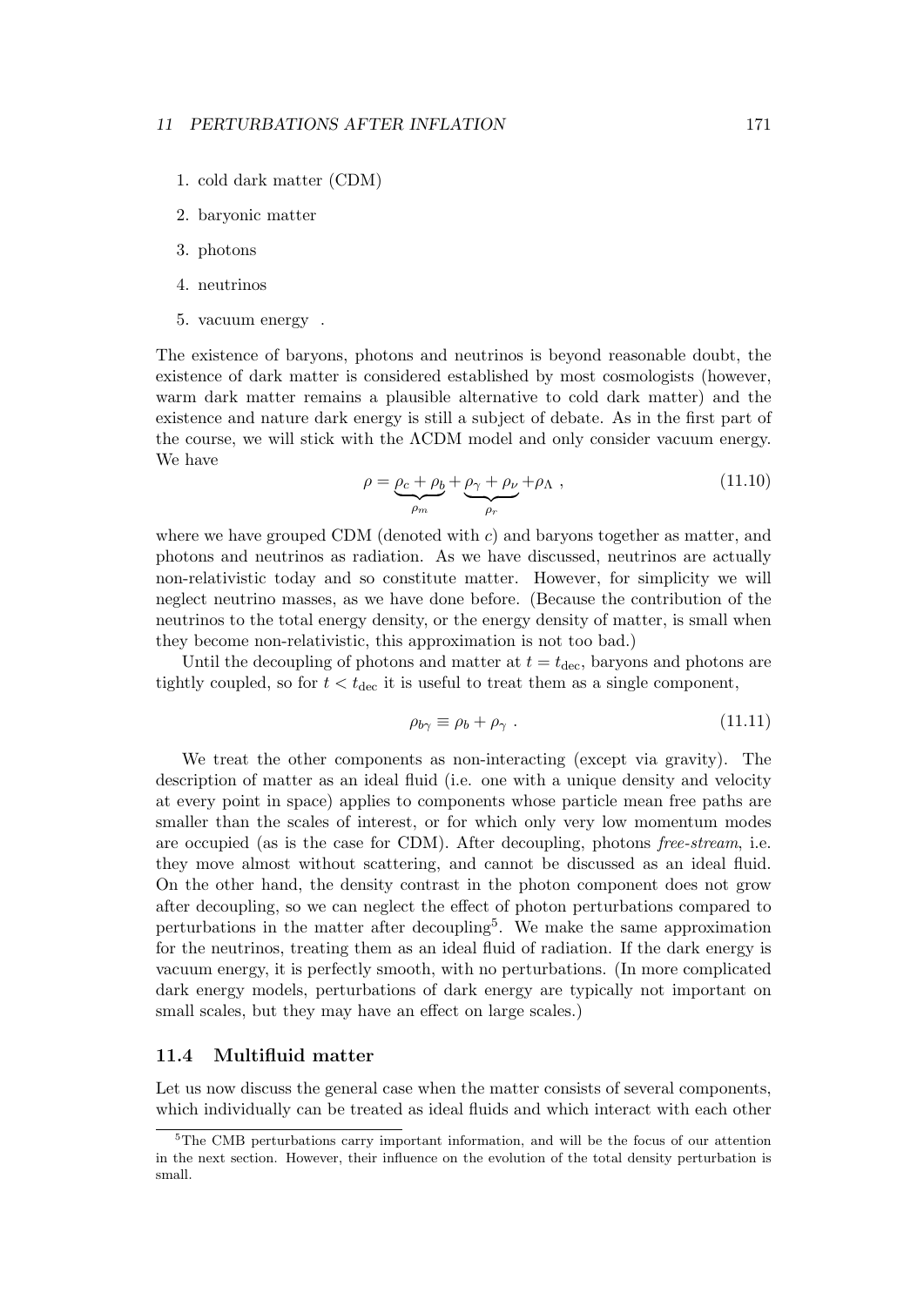1. cold dark matter (CDM)
2. baryonic matter
3. photons
4. neutrinos
5. vacuum energy .

The existence of baryons, photons and neutrinos is beyond reasonable doubt, the existence of dark matter is considered established by most cosmologists (however, warm dark matter remains a plausible alternative to cold dark matter) and the existence and nature dark energy is still a subject of debate. As in the first part of the course, we will stick with the ΛCDM model and only consider vacuum energy. We have

$$\rho = \underbrace{\rho_c + \rho_b}_{\rho_m} + \underbrace{\rho_\gamma + \rho_\nu}_{\rho_r} + \rho_\Lambda \ , \tag{11.10}$$

where we have grouped CDM (denoted with $c$) and baryons together as matter, and photons and neutrinos as radiation. As we have discussed, neutrinos are actually non-relativistic today and so constitute matter. However, for simplicity we will neglect neutrino masses, as we have done before. (Because the contribution of the neutrinos to the total energy density, or the energy density of matter, is small when they become non-relativistic, this approximation is not too bad.)

Until the decoupling of photons and matter at $t = t_{\rm dec}$, baryons and photons are tightly coupled, so for $t < t_{\rm dec}$ it is useful to treat them as a single component,

$$\rho_{b\gamma} \equiv \rho_b + \rho_\gamma \ . \tag{11.11}$$

We treat the other components as non-interacting (except via gravity). The description of matter as an ideal fluid (i.e. one with a unique density and velocity at every point in space) applies to components whose particle mean free paths are smaller than the scales of interest, or for which only very low momentum modes are occupied (as is the case for CDM). After decoupling, photons *free-stream*, i.e. they move almost without scattering, and cannot be discussed as an ideal fluid. On the other hand, the density contrast in the photon component does not grow after decoupling, so we can neglect the effect of photon perturbations compared to perturbations in the matter after decoupling[5]. We make the same approximation for the neutrinos, treating them as an ideal fluid of radiation. If the dark energy is vacuum energy, it is perfectly smooth, with no perturbations. (In more complicated dark energy models, perturbations of dark energy are typically not important on small scales, but they may have an effect on large scales.)

### 11.4 Multifluid matter

Let us now discuss the general case when the matter consists of several components, which individually can be treated as ideal fluids and which interact with each other

[5] The CMB perturbations carry important information, and will be the focus of our attention in the next section. However, their influence on the evolution of the total density perturbation is small.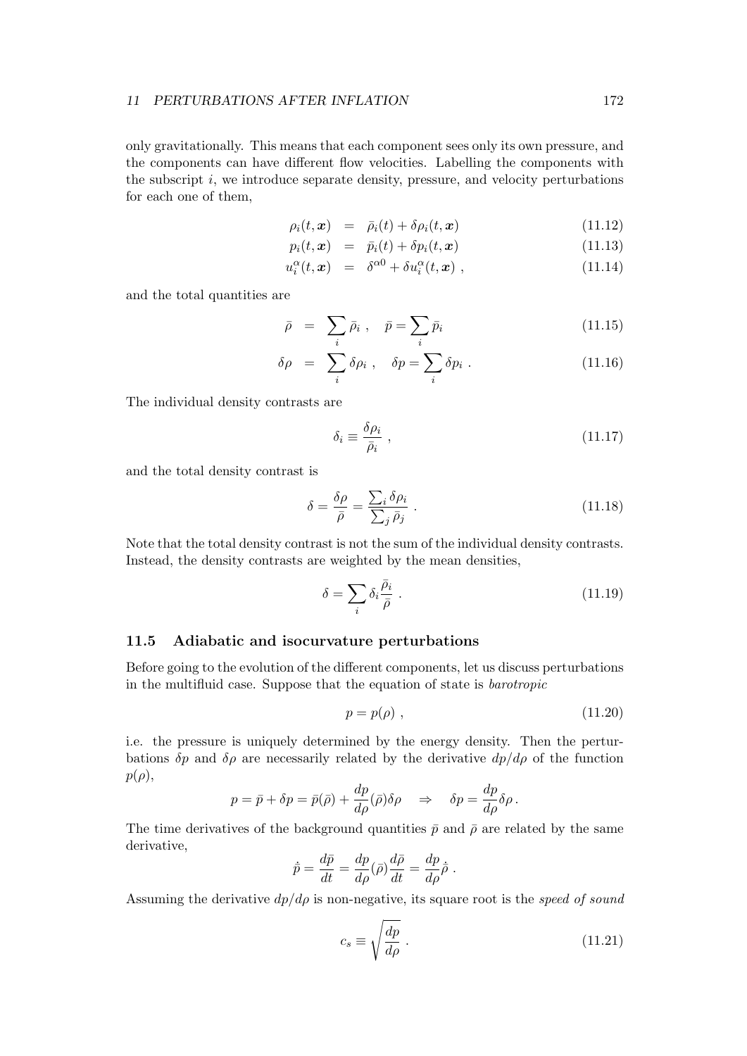only gravitationally. This means that each component sees only its own pressure, and the components can have different flow velocities. Labelling the components with the subscript $i$, we introduce separate density, pressure, and velocity perturbations for each one of them,

$$
\begin{aligned}
\rho_i(t, \boldsymbol{x}) &= \bar{\rho}_i(t) + \delta\rho_i(t, \boldsymbol{x}) && (11.12)\\
p_i(t, \boldsymbol{x}) &= \bar{p}_i(t) + \delta p_i(t, \boldsymbol{x}) && (11.13)\\
u_i^\alpha(t, \boldsymbol{x}) &= \delta^{\alpha 0} + \delta u_i^\alpha(t, \boldsymbol{x}) \;, && (11.14)
\end{aligned}
$$

and the total quantities are

$$
\begin{aligned}
\bar{\rho} &= \sum_i \bar{\rho}_i \;, \quad \bar{p} = \sum_i \bar{p}_i && (11.15)\\
\delta\rho &= \sum_i \delta\rho_i \;, \quad \delta p = \sum_i \delta p_i \;. && (11.16)
\end{aligned}
$$

The individual density contrasts are

$$
\delta_i \equiv \frac{\delta\rho_i}{\bar{\rho}_i} \;, \tag{11.17}
$$

and the total density contrast is

$$
\delta = \frac{\delta\rho}{\bar{\rho}} = \frac{\sum_i \delta\rho_i}{\sum_j \bar{\rho}_j} \;. \tag{11.18}
$$

Note that the total density contrast is not the sum of the individual density contrasts. Instead, the density contrasts are weighted by the mean densities,

$$
\delta = \sum_i \delta_i \frac{\bar{\rho}_i}{\bar{\rho}} \;. \tag{11.19}
$$

### 11.5 Adiabatic and isocurvature perturbations

Before going to the evolution of the different components, let us discuss perturbations in the multifluid case. Suppose that the equation of state is *barotropic*

$$
p = p(\rho) \;, \tag{11.20}
$$

i.e. the pressure is uniquely determined by the energy density. Then the perturbations $\delta p$ and $\delta\rho$ are necessarily related by the derivative $dp/d\rho$ of the function $p(\rho)$,

$$
p = \bar{p} + \delta p = \bar{p}(\bar{\rho}) + \frac{dp}{d\rho}(\bar{\rho})\delta\rho \quad \Rightarrow \quad \delta p = \frac{dp}{d\rho}\delta\rho \,.
$$

The time derivatives of the background quantities $\bar{p}$ and $\bar{\rho}$ are related by the same derivative,

$$
\dot{\bar{p}} = \frac{d\bar{p}}{dt} = \frac{dp}{d\rho}(\bar{\rho})\frac{d\bar{\rho}}{dt} = \frac{dp}{d\rho}\dot{\bar{\rho}} \;.
$$

Assuming the derivative $dp/d\rho$ is non-negative, its square root is the *speed of sound*

$$
c_s \equiv \sqrt{\frac{dp}{d\rho}} \;. \tag{11.21}
$$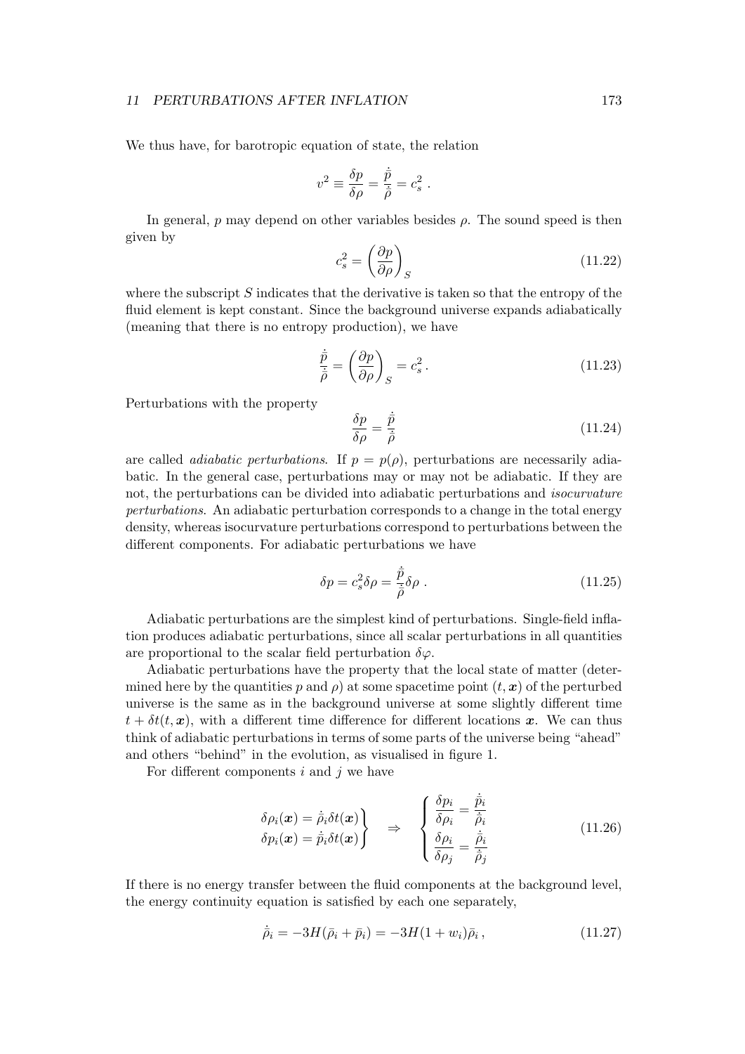We thus have, for barotropic equation of state, the relation

$$v^2 \equiv \frac{\delta p}{\delta \rho} = \frac{\dot{\bar{p}}}{\dot{\bar{\rho}}} = c_s^2 \,.$$

In general, $p$ may depend on other variables besides $\rho$. The sound speed is then given by

$$c_s^2 = \left(\frac{\partial p}{\partial \rho}\right)_S \tag{11.22}$$

where the subscript $S$ indicates that the derivative is taken so that the entropy of the fluid element is kept constant. Since the background universe expands adiabatically (meaning that there is no entropy production), we have

$$\frac{\dot{\bar{p}}}{\dot{\bar{\rho}}} = \left(\frac{\partial p}{\partial \rho}\right)_S = c_s^2 \,. \tag{11.23}$$

Perturbations with the property

$$\frac{\delta p}{\delta \rho} = \frac{\dot{\bar{p}}}{\dot{\bar{\rho}}} \tag{11.24}$$

are called *adiabatic perturbations*. If $p = p(\rho)$, perturbations are necessarily adiabatic. In the general case, perturbations may or may not be adiabatic. If they are not, the perturbations can be divided into adiabatic perturbations and *isocurvature perturbations*. An adiabatic perturbation corresponds to a change in the total energy density, whereas isocurvature perturbations correspond to perturbations between the different components. For adiabatic perturbations we have

$$\delta p = c_s^2 \delta \rho = \frac{\dot{\bar{p}}}{\dot{\bar{\rho}}} \delta \rho \,. \tag{11.25}$$

Adiabatic perturbations are the simplest kind of perturbations. Single-field inflation produces adiabatic perturbations, since all scalar perturbations in all quantities are proportional to the scalar field perturbation $\delta\varphi$.

Adiabatic perturbations have the property that the local state of matter (determined here by the quantities $p$ and $\rho$) at some spacetime point $(t, \boldsymbol{x})$ of the perturbed universe is the same as in the background universe at some slightly different time $t + \delta t(t, \boldsymbol{x})$, with a different time difference for different locations $\boldsymbol{x}$. We can thus think of adiabatic perturbations in terms of some parts of the universe being "ahead" and others "behind" in the evolution, as visualised in figure 1.

For different components $i$ and $j$ we have

$$\left.\begin{array}{l} \delta\rho_i(\boldsymbol{x}) = \dot{\bar{\rho}}_i \delta t(\boldsymbol{x}) \\ \delta p_i(\boldsymbol{x}) = \dot{\bar{p}}_i \delta t(\boldsymbol{x}) \end{array}\right\} \quad \Rightarrow \quad \left\{\begin{array}{l} \dfrac{\delta p_i}{\delta \rho_i} = \dfrac{\dot{\bar{p}}_i}{\dot{\bar{\rho}}_i} \\[2ex] \dfrac{\delta \rho_i}{\delta \rho_j} = \dfrac{\dot{\bar{\rho}}_i}{\dot{\bar{\rho}}_j} \end{array}\right. \tag{11.26}$$

If there is no energy transfer between the fluid components at the background level, the energy continuity equation is satisfied by each one separately,

$$\dot{\bar{\rho}}_i = -3H(\bar{\rho}_i + \bar{p}_i) = -3H(1 + w_i)\bar{\rho}_i \,, \tag{11.27}$$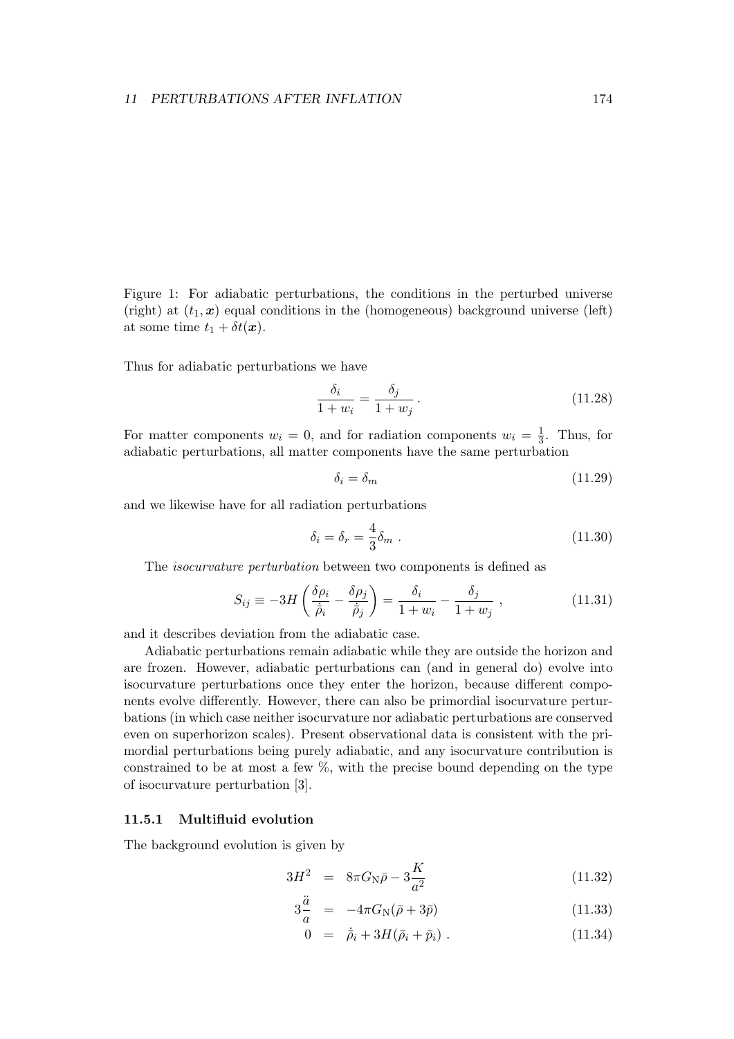Figure 1: For adiabatic perturbations, the conditions in the perturbed universe (right) at $(t_1, \boldsymbol{x})$ equal conditions in the (homogeneous) background universe (left) at some time $t_1 + \delta t(\boldsymbol{x})$.

Thus for adiabatic perturbations we have

$$\frac{\delta_i}{1+w_i} = \frac{\delta_j}{1+w_j} \,. \tag{11.28}$$

For matter components $w_i = 0$, and for radiation components $w_i = \frac{1}{3}$. Thus, for adiabatic perturbations, all matter components have the same perturbation

$$\delta_i = \delta_m \tag{11.29}$$

and we likewise have for all radiation perturbations

$$\delta_i = \delta_r = \frac{4}{3}\delta_m \,. \tag{11.30}$$

The *isocurvature perturbation* between two components is defined as

$$S_{ij} \equiv -3H\left(\frac{\delta\rho_i}{\dot{\bar{\rho}}_i} - \frac{\delta\rho_j}{\dot{\bar{\rho}}_j}\right) = \frac{\delta_i}{1+w_i} - \frac{\delta_j}{1+w_j} \,, \tag{11.31}$$

and it describes deviation from the adiabatic case.

Adiabatic perturbations remain adiabatic while they are outside the horizon and are frozen. However, adiabatic perturbations can (and in general do) evolve into isocurvature perturbations once they enter the horizon, because different components evolve differently. However, there can also be primordial isocurvature perturbations (in which case neither isocurvature nor adiabatic perturbations are conserved even on superhorizon scales). Present observational data is consistent with the primordial perturbations being purely adiabatic, and any isocurvature contribution is constrained to be at most a few %, with the precise bound depending on the type of isocurvature perturbation [3].

### 11.5.1 Multifluid evolution

The background evolution is given by

$$3H^2 = 8\pi G_{\mathrm{N}}\bar{\rho} - 3\frac{K}{a^2} \tag{11.32}$$

$$3\frac{\ddot{a}}{a} = -4\pi G_{\mathrm{N}}(\bar{\rho} + 3\bar{p}) \tag{11.33}$$

$$0 = \dot{\bar{\rho}}_i + 3H(\bar{\rho}_i + \bar{p}_i) \,. \tag{11.34}$$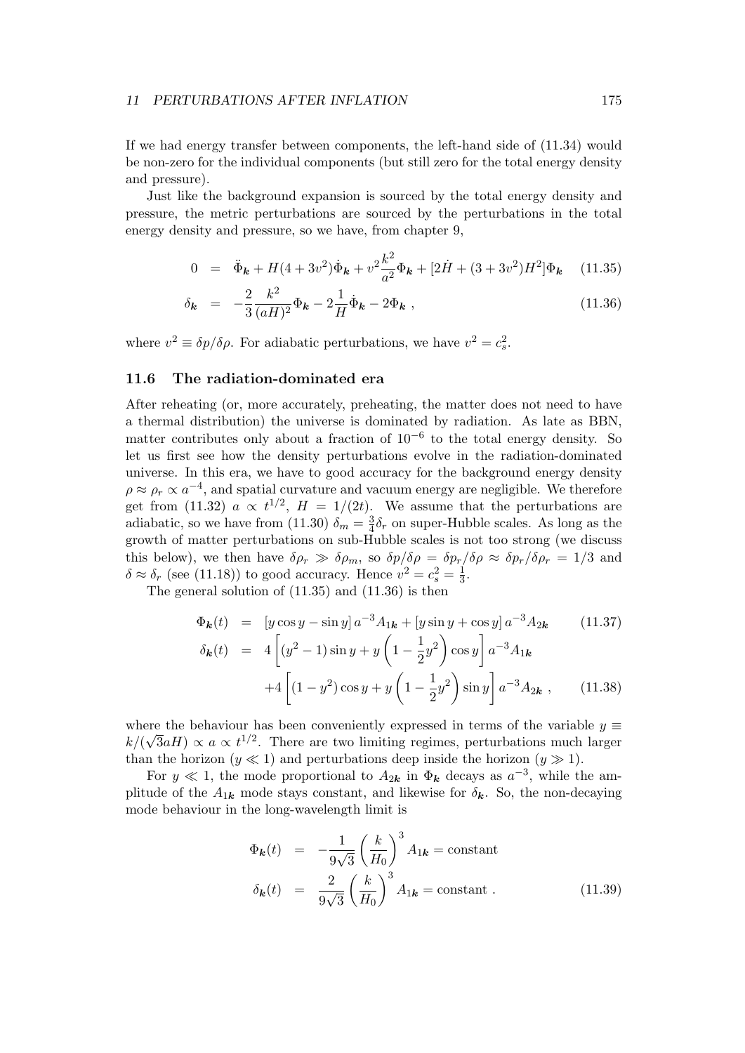If we had energy transfer between components, the left-hand side of (11.34) would be non-zero for the individual components (but still zero for the total energy density and pressure).

Just like the background expansion is sourced by the total energy density and pressure, the metric perturbations are sourced by the perturbations in the total energy density and pressure, so we have, from chapter 9,

$$
\begin{aligned}
0 &= \ddot{\Phi}_{\boldsymbol{k}} + H(4+3v^2)\dot{\Phi}_{\boldsymbol{k}} + v^2\frac{k^2}{a^2}\Phi_{\boldsymbol{k}} + [2\dot{H} + (3+3v^2)H^2]\Phi_{\boldsymbol{k}} \qquad (11.35)\\
\delta_{\boldsymbol{k}} &= -\frac{2}{3}\frac{k^2}{(aH)^2}\Phi_{\boldsymbol{k}} - 2\frac{1}{H}\dot{\Phi}_{\boldsymbol{k}} - 2\Phi_{\boldsymbol{k}}\ , \qquad (11.36)
\end{aligned}
$$

where $v^2 \equiv \delta p/\delta\rho$. For adiabatic perturbations, we have $v^2 = c_s^2$.

### 11.6 The radiation-dominated era

After reheating (or, more accurately, preheating, the matter does not need to have a thermal distribution) the universe is dominated by radiation. As late as BBN, matter contributes only about a fraction of $10^{-6}$ to the total energy density. So let us first see how the density perturbations evolve in the radiation-dominated universe. In this era, we have to good accuracy for the background energy density $\rho \approx \rho_r \propto a^{-4}$, and spatial curvature and vacuum energy are negligible. We therefore get from (11.32) $a \propto t^{1/2}$, $H = 1/(2t)$. We assume that the perturbations are adiabatic, so we have from (11.30) $\delta_m = \frac{3}{4}\delta_r$ on super-Hubble scales. As long as the growth of matter perturbations on sub-Hubble scales is not too strong (we discuss this below), we then have $\delta\rho_r \gg \delta\rho_m$, so $\delta p/\delta\rho = \delta p_r/\delta\rho \approx \delta p_r/\delta\rho_r = 1/3$ and $\delta \approx \delta_r$ (see (11.18)) to good accuracy. Hence $v^2 = c_s^2 = \frac{1}{3}$.

The general solution of (11.35) and (11.36) is then

$$
\begin{aligned}
\Phi_{\boldsymbol{k}}(t) &= [y\cos y - \sin y]\,a^{-3}A_{1\boldsymbol{k}} + [y\sin y + \cos y]\,a^{-3}A_{2\boldsymbol{k}} \qquad (11.37)\\
\delta_{\boldsymbol{k}}(t) &= 4\left[(y^2-1)\sin y + y\left(1-\frac{1}{2}y^2\right)\cos y\right]a^{-3}A_{1\boldsymbol{k}}\\
&\quad +4\left[(1-y^2)\cos y + y\left(1-\frac{1}{2}y^2\right)\sin y\right]a^{-3}A_{2\boldsymbol{k}}\ , \qquad (11.38)
\end{aligned}
$$

where the behaviour has been conveniently expressed in terms of the variable $y \equiv k/(\sqrt{3}aH) \propto a \propto t^{1/2}$. There are two limiting regimes, perturbations much larger than the horizon ($y \ll 1$) and perturbations deep inside the horizon ($y \gg 1$).

For $y \ll 1$, the mode proportional to $A_{2\boldsymbol{k}}$ in $\Phi_{\boldsymbol{k}}$ decays as $a^{-3}$, while the amplitude of the $A_{1\boldsymbol{k}}$ mode stays constant, and likewise for $\delta_{\boldsymbol{k}}$. So, the non-decaying mode behaviour in the long-wavelength limit is

$$
\begin{aligned}
\Phi_{\boldsymbol{k}}(t) &= -\frac{1}{9\sqrt{3}}\left(\frac{k}{H_0}\right)^3 A_{1\boldsymbol{k}} = \text{constant}\\
\delta_{\boldsymbol{k}}(t) &= \frac{2}{9\sqrt{3}}\left(\frac{k}{H_0}\right)^3 A_{1\boldsymbol{k}} = \text{constant}\ . \qquad (11.39)
\end{aligned}
$$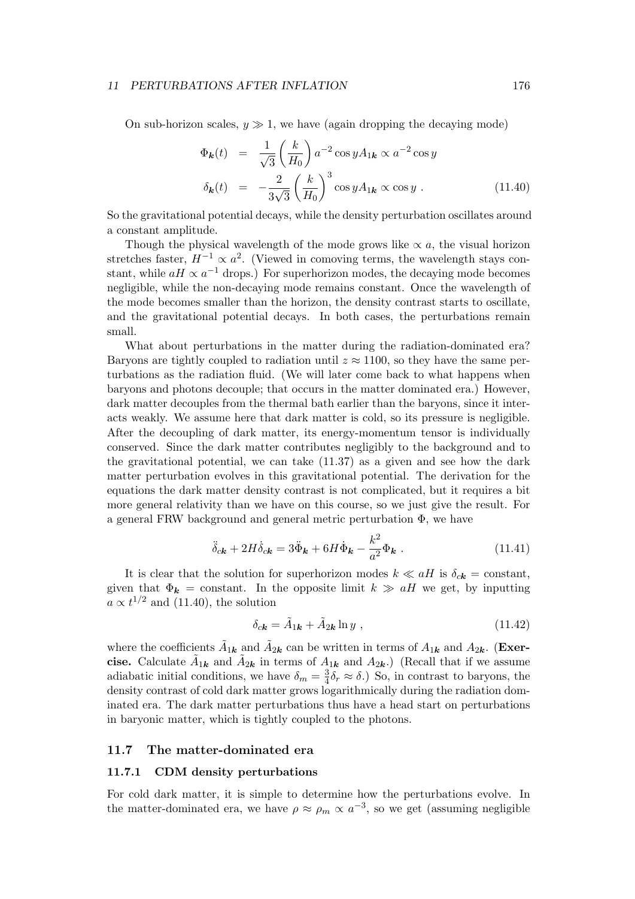On sub-horizon scales, $y \gg 1$, we have (again dropping the decaying mode)

$$
\begin{aligned}
\Phi_{\boldsymbol{k}}(t) &= \frac{1}{\sqrt{3}}\left(\frac{k}{H_0}\right) a^{-2} \cos y A_{1\boldsymbol{k}} \propto a^{-2} \cos y \\
\delta_{\boldsymbol{k}}(t) &= -\frac{2}{3\sqrt{3}}\left(\frac{k}{H_0}\right)^3 \cos y A_{1\boldsymbol{k}} \propto \cos y \ . \qquad (11.40)
\end{aligned}
$$

So the gravitational potential decays, while the density perturbation oscillates around a constant amplitude.

Though the physical wavelength of the mode grows like $\propto a$, the visual horizon stretches faster, $H^{-1} \propto a^2$. (Viewed in comoving terms, the wavelength stays constant, while $aH \propto a^{-1}$ drops.) For superhorizon modes, the decaying mode becomes negligible, while the non-decaying mode remains constant. Once the wavelength of the mode becomes smaller than the horizon, the density contrast starts to oscillate, and the gravitational potential decays. In both cases, the perturbations remain small.

What about perturbations in the matter during the radiation-dominated era? Baryons are tightly coupled to radiation until $z \approx 1100$, so they have the same perturbations as the radiation fluid. (We will later come back to what happens when baryons and photons decouple; that occurs in the matter dominated era.) However, dark matter decouples from the thermal bath earlier than the baryons, since it interacts weakly. We assume here that dark matter is cold, so its pressure is negligible. After the decoupling of dark matter, its energy-momentum tensor is individually conserved. Since the dark matter contributes negligibly to the background and to the gravitational potential, we can take (11.37) as a given and see how the dark matter perturbation evolves in this gravitational potential. The derivation for the equations the dark matter density contrast is not complicated, but it requires a bit more general relativity than we have on this course, so we just give the result. For a general FRW background and general metric perturbation $\Phi$, we have

$$
\ddot{\delta}_{c\boldsymbol{k}} + 2H\dot{\delta}_{c\boldsymbol{k}} = 3\ddot{\Phi}_{\boldsymbol{k}} + 6H\dot{\Phi}_{\boldsymbol{k}} - \frac{k^2}{a^2}\Phi_{\boldsymbol{k}} \ . \qquad (11.41)
$$

It is clear that the solution for superhorizon modes $k \ll aH$ is $\delta_{c\boldsymbol{k}} =$ constant, given that $\Phi_{\boldsymbol{k}} =$ constant. In the opposite limit $k \gg aH$ we get, by inputting $a \propto t^{1/2}$ and (11.40), the solution

$$
\delta_{c\boldsymbol{k}} = \tilde{A}_{1\boldsymbol{k}} + \tilde{A}_{2\boldsymbol{k}} \ln y \ , \qquad (11.42)
$$

where the coefficients $\tilde{A}_{1\boldsymbol{k}}$ and $\tilde{A}_{2\boldsymbol{k}}$ can be written in terms of $A_{1\boldsymbol{k}}$ and $A_{2\boldsymbol{k}}$. (**Exercise.** Calculate $\tilde{A}_{1\boldsymbol{k}}$ and $\tilde{A}_{2\boldsymbol{k}}$ in terms of $A_{1\boldsymbol{k}}$ and $A_{2\boldsymbol{k}}$.) (Recall that if we assume adiabatic initial conditions, we have $\delta_m = \frac{3}{4}\delta_r \approx \delta$.) So, in contrast to baryons, the density contrast of cold dark matter grows logarithmically during the radiation dominated era. The dark matter perturbations thus have a head start on perturbations in baryonic matter, which is tightly coupled to the photons.

## 11.7 The matter-dominated era

### 11.7.1 CDM density perturbations

For cold dark matter, it is simple to determine how the perturbations evolve. In the matter-dominated era, we have $\rho \approx \rho_m \propto a^{-3}$, so we get (assuming negligible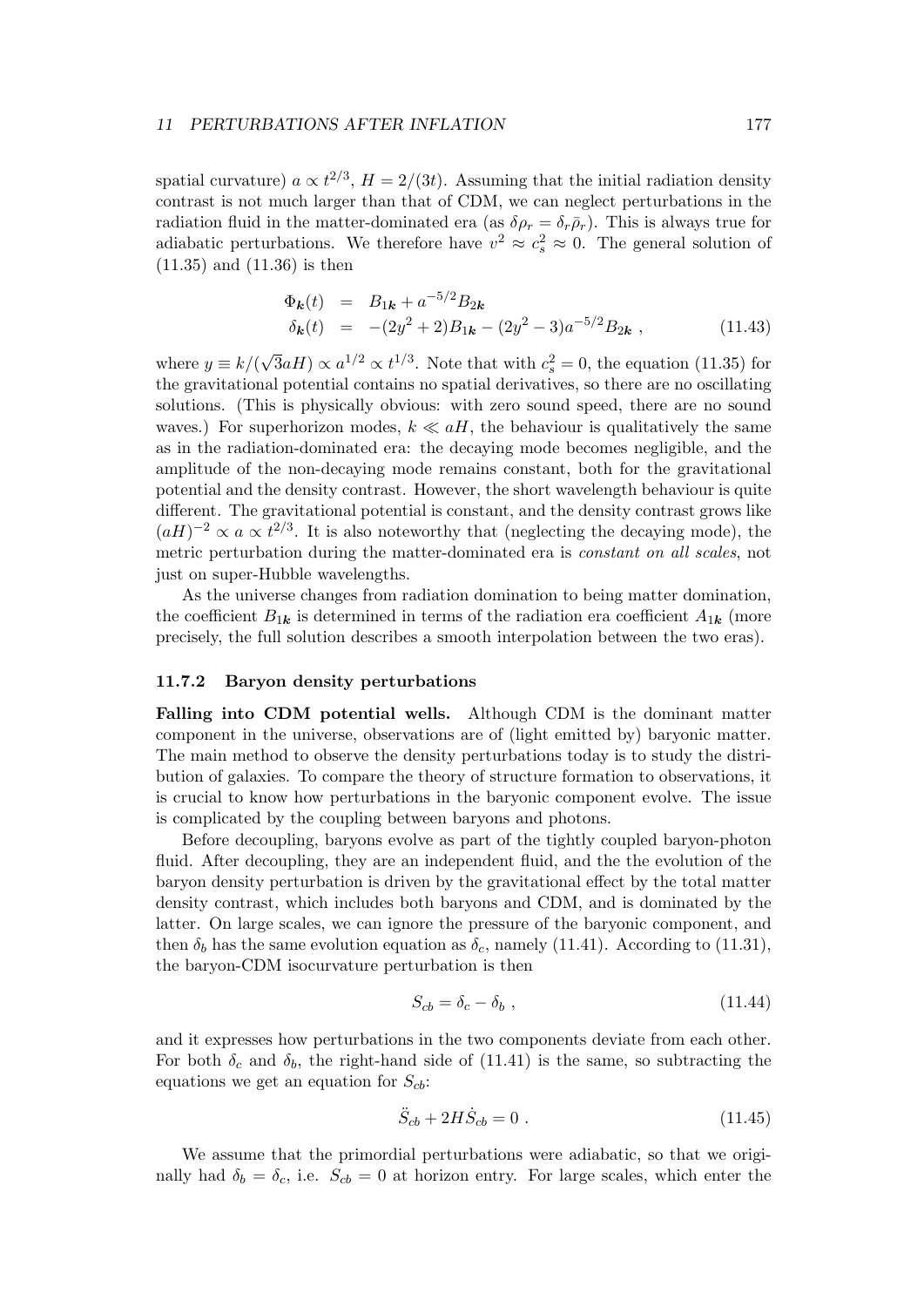spatial curvature) $a \propto t^{2/3}$, $H = 2/(3t)$. Assuming that the initial radiation density contrast is not much larger than that of CDM, we can neglect perturbations in the radiation fluid in the matter-dominated era (as $\delta\rho_r = \delta_r\bar{\rho}_r$). This is always true for adiabatic perturbations. We therefore have $v^2 \approx c_s^2 \approx 0$. The general solution of (11.35) and (11.36) is then

$$
\begin{aligned}
\Phi_{\boldsymbol{k}}(t) &= B_{1\boldsymbol{k}} + a^{-5/2}B_{2\boldsymbol{k}} \\
\delta_{\boldsymbol{k}}(t) &= -(2y^2+2)B_{1\boldsymbol{k}} - (2y^2-3)a^{-5/2}B_{2\boldsymbol{k}} \ ,
\end{aligned}
\tag{11.43}
$$

where $y \equiv k/(\sqrt{3}aH) \propto a^{1/2} \propto t^{1/3}$. Note that with $c_s^2 = 0$, the equation (11.35) for the gravitational potential contains no spatial derivatives, so there are no oscillating solutions. (This is physically obvious: with zero sound speed, there are no sound waves.) For superhorizon modes, $k \ll aH$, the behaviour is qualitatively the same as in the radiation-dominated era: the decaying mode becomes negligible, and the amplitude of the non-decaying mode remains constant, both for the gravitational potential and the density contrast. However, the short wavelength behaviour is quite different. The gravitational potential is constant, and the density contrast grows like $(aH)^{-2} \propto a \propto t^{2/3}$. It is also noteworthy that (neglecting the decaying mode), the metric perturbation during the matter-dominated era is *constant on all scales*, not just on super-Hubble wavelengths.

As the universe changes from radiation domination to being matter domination, the coefficient $B_{1\boldsymbol{k}}$ is determined in terms of the radiation era coefficient $A_{1\boldsymbol{k}}$ (more precisely, the full solution describes a smooth interpolation between the two eras).

### 11.7.2 Baryon density perturbations

**Falling into CDM potential wells.** Although CDM is the dominant matter component in the universe, observations are of (light emitted by) baryonic matter. The main method to observe the density perturbations today is to study the distribution of galaxies. To compare the theory of structure formation to observations, it is crucial to know how perturbations in the baryonic component evolve. The issue is complicated by the coupling between baryons and photons.

Before decoupling, baryons evolve as part of the tightly coupled baryon-photon fluid. After decoupling, they are an independent fluid, and the the evolution of the baryon density perturbation is driven by the gravitational effect by the total matter density contrast, which includes both baryons and CDM, and is dominated by the latter. On large scales, we can ignore the pressure of the baryonic component, and then $\delta_b$ has the same evolution equation as $\delta_c$, namely (11.41). According to (11.31), the baryon-CDM isocurvature perturbation is then

$$
S_{cb} = \delta_c - \delta_b \ , \tag{11.44}
$$

and it expresses how perturbations in the two components deviate from each other. For both $\delta_c$ and $\delta_b$, the right-hand side of (11.41) is the same, so subtracting the equations we get an equation for $S_{cb}$:

$$
\ddot{S}_{cb} + 2H\dot{S}_{cb} = 0 \ . \tag{11.45}
$$

We assume that the primordial perturbations were adiabatic, so that we originally had $\delta_b = \delta_c$, i.e. $S_{cb} = 0$ at horizon entry. For large scales, which enter the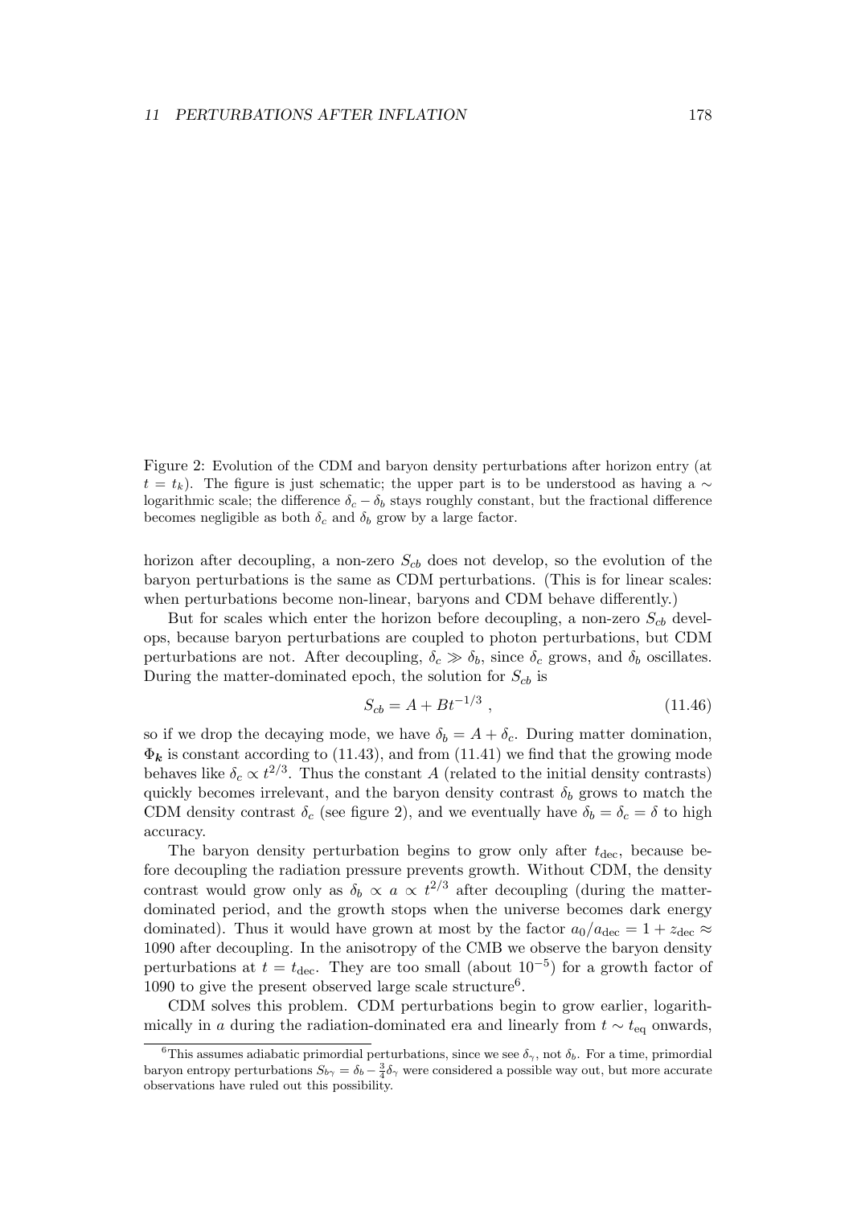Figure 2: Evolution of the CDM and baryon density perturbations after horizon entry (at $t = t_k$). The figure is just schematic; the upper part is to be understood as having a $\sim$ logarithmic scale; the difference $\delta_c - \delta_b$ stays roughly constant, but the fractional difference becomes negligible as both $\delta_c$ and $\delta_b$ grow by a large factor.

horizon after decoupling, a non-zero $S_{cb}$ does not develop, so the evolution of the baryon perturbations is the same as CDM perturbations. (This is for linear scales: when perturbations become non-linear, baryons and CDM behave differently.)

But for scales which enter the horizon before decoupling, a non-zero $S_{cb}$ develops, because baryon perturbations are coupled to photon perturbations, but CDM perturbations are not. After decoupling, $\delta_c \gg \delta_b$, since $\delta_c$ grows, and $\delta_b$ oscillates. During the matter-dominated epoch, the solution for $S_{cb}$ is

$$S_{cb} = A + Bt^{-1/3} , \tag{11.46}$$

so if we drop the decaying mode, we have $\delta_b = A + \delta_c$. During matter domination, $\Phi_{\boldsymbol{k}}$ is constant according to (11.43), and from (11.41) we find that the growing mode behaves like $\delta_c \propto t^{2/3}$. Thus the constant $A$ (related to the initial density contrasts) quickly becomes irrelevant, and the baryon density contrast $\delta_b$ grows to match the CDM density contrast $\delta_c$ (see figure 2), and we eventually have $\delta_b = \delta_c = \delta$ to high accuracy.

The baryon density perturbation begins to grow only after $t_{\text{dec}}$, because before decoupling the radiation pressure prevents growth. Without CDM, the density contrast would grow only as $\delta_b \propto a \propto t^{2/3}$ after decoupling (during the matter-dominated period, and the growth stops when the universe becomes dark energy dominated). Thus it would have grown at most by the factor $a_0/a_{\text{dec}} = 1 + z_{\text{dec}} \approx 1090$ after decoupling. In the anisotropy of the CMB we observe the baryon density perturbations at $t = t_{\text{dec}}$. They are too small (about $10^{-5}$) for a growth factor of 1090 to give the present observed large scale structure[6].

CDM solves this problem. CDM perturbations begin to grow earlier, logarithmically in $a$ during the radiation-dominated era and linearly from $t \sim t_{\text{eq}}$ onwards,

[6] This assumes adiabatic primordial perturbations, since we see $\delta_\gamma$, not $\delta_b$. For a time, primordial baryon entropy perturbations $S_{b\gamma} = \delta_b - \frac{3}{4}\delta_\gamma$ were considered a possible way out, but more accurate observations have ruled out this possibility.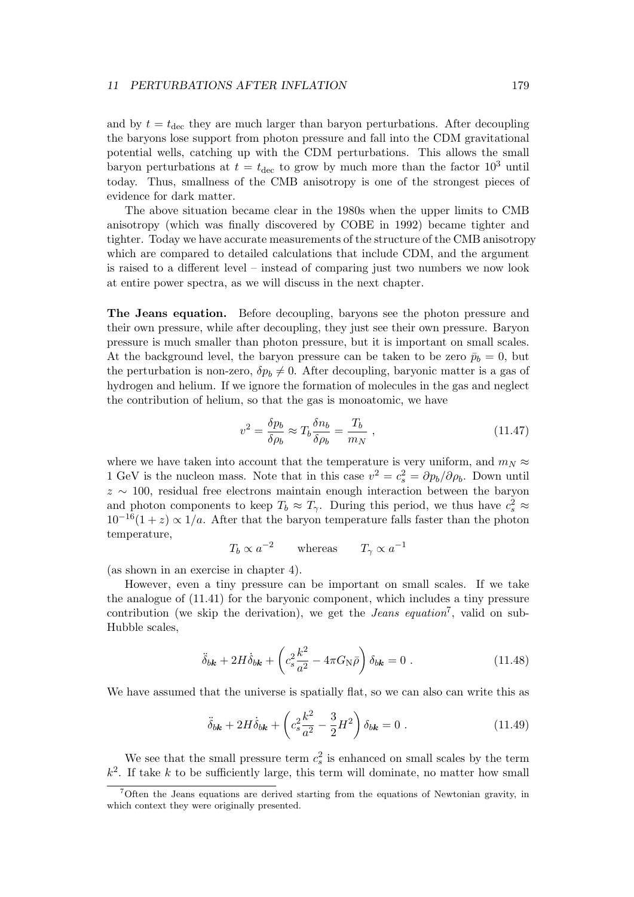and by $t = t_{\rm dec}$ they are much larger than baryon perturbations. After decoupling the baryons lose support from photon pressure and fall into the CDM gravitational potential wells, catching up with the CDM perturbations. This allows the small baryon perturbations at $t = t_{\rm dec}$ to grow by much more than the factor $10^3$ until today. Thus, smallness of the CMB anisotropy is one of the strongest pieces of evidence for dark matter.

The above situation became clear in the 1980s when the upper limits to CMB anisotropy (which was finally discovered by COBE in 1992) became tighter and tighter. Today we have accurate measurements of the structure of the CMB anisotropy which are compared to detailed calculations that include CDM, and the argument is raised to a different level – instead of comparing just two numbers we now look at entire power spectra, as we will discuss in the next chapter.

**The Jeans equation.** Before decoupling, baryons see the photon pressure and their own pressure, while after decoupling, they just see their own pressure. Baryon pressure is much smaller than photon pressure, but it is important on small scales. At the background level, the baryon pressure can be taken to be zero $\bar{p}_b = 0$, but the perturbation is non-zero, $\delta p_b \neq 0$. After decoupling, baryonic matter is a gas of hydrogen and helium. If we ignore the formation of molecules in the gas and neglect the contribution of helium, so that the gas is monoatomic, we have

$$v^2 = \frac{\delta p_b}{\delta \rho_b} \approx T_b \frac{\delta n_b}{\delta \rho_b} = \frac{T_b}{m_N} \ , \tag{11.47}$$

where we have taken into account that the temperature is very uniform, and $m_N \approx 1$ GeV is the nucleon mass. Note that in this case $v^2 = c_s^2 = \partial p_b / \partial \rho_b$. Down until $z \sim 100$, residual free electrons maintain enough interaction between the baryon and photon components to keep $T_b \approx T_\gamma$. During this period, we thus have $c_s^2 \approx 10^{-16}(1+z) \propto 1/a$. After that the baryon temperature falls faster than the photon temperature,

$$T_b \propto a^{-2} \qquad \text{whereas} \qquad T_\gamma \propto a^{-1}$$

(as shown in an exercise in chapter 4).

However, even a tiny pressure can be important on small scales. If we take the analogue of (11.41) for the baryonic component, which includes a tiny pressure contribution (we skip the derivation), we get the *Jeans equation*[7], valid on sub-Hubble scales,

$$\ddot{\delta}_{b\boldsymbol{k}} + 2H\dot{\delta}_{b\boldsymbol{k}} + \left( c_s^2 \frac{k^2}{a^2} - 4\pi G_{\rm N} \bar{\rho} \right) \delta_{b\boldsymbol{k}} = 0 \ . \tag{11.48}$$

We have assumed that the universe is spatially flat, so we can also can write this as

$$\ddot{\delta}_{b\boldsymbol{k}} + 2H\dot{\delta}_{b\boldsymbol{k}} + \left( c_s^2 \frac{k^2}{a^2} - \frac{3}{2} H^2 \right) \delta_{b\boldsymbol{k}} = 0 \ . \tag{11.49}$$

We see that the small pressure term $c_s^2$ is enhanced on small scales by the term $k^2$. If take $k$ to be sufficiently large, this term will dominate, no matter how small

[7] Often the Jeans equations are derived starting from the equations of Newtonian gravity, in which context they were originally presented.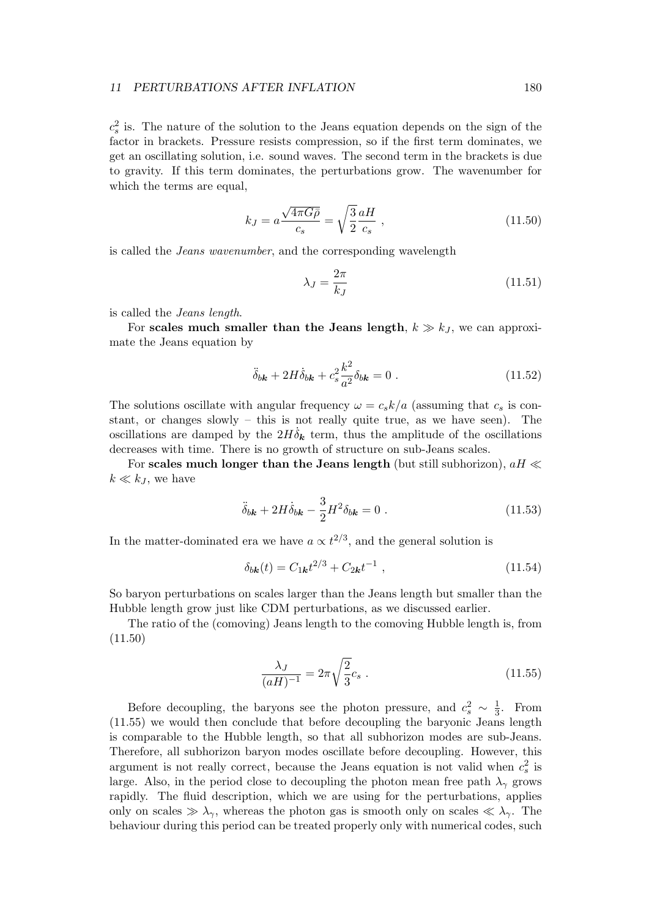$c_s^2$ is. The nature of the solution to the Jeans equation depends on the sign of the factor in brackets. Pressure resists compression, so if the first term dominates, we get an oscillating solution, i.e. sound waves. The second term in the brackets is due to gravity. If this term dominates, the perturbations grow. The wavenumber for which the terms are equal,

$$k_J = a\frac{\sqrt{4\pi G\bar{\rho}}}{c_s} = \sqrt{\frac{3}{2}}\frac{aH}{c_s} \ , \tag{11.50}$$

is called the *Jeans wavenumber*, and the corresponding wavelength

$$\lambda_J = \frac{2\pi}{k_J} \tag{11.51}$$

is called the *Jeans length*.

For **scales much smaller than the Jeans length**, $k \gg k_J$, we can approximate the Jeans equation by

$$\ddot{\delta}_{b\boldsymbol{k}} + 2H\dot{\delta}_{b\boldsymbol{k}} + c_s^2\frac{k^2}{a^2}\delta_{b\boldsymbol{k}} = 0 \ . \tag{11.52}$$

The solutions oscillate with angular frequency $\omega = c_s k/a$ (assuming that $c_s$ is constant, or changes slowly – this is not really quite true, as we have seen). The oscillations are damped by the $2H\dot{\delta}_{\boldsymbol{k}}$ term, thus the amplitude of the oscillations decreases with time. There is no growth of structure on sub-Jeans scales.

For **scales much longer than the Jeans length** (but still subhorizon), $aH \ll k \ll k_J$, we have

$$\ddot{\delta}_{b\boldsymbol{k}} + 2H\dot{\delta}_{b\boldsymbol{k}} - \frac{3}{2}H^2\delta_{b\boldsymbol{k}} = 0 \ . \tag{11.53}$$

In the matter-dominated era we have $a \propto t^{2/3}$, and the general solution is

$$\delta_{b\boldsymbol{k}}(t) = C_{1\boldsymbol{k}}t^{2/3} + C_{2\boldsymbol{k}}t^{-1} \ , \tag{11.54}$$

So baryon perturbations on scales larger than the Jeans length but smaller than the Hubble length grow just like CDM perturbations, as we discussed earlier.

The ratio of the (comoving) Jeans length to the comoving Hubble length is, from (11.50)

$$\frac{\lambda_J}{(aH)^{-1}} = 2\pi\sqrt{\frac{2}{3}}c_s \ . \tag{11.55}$$

Before decoupling, the baryons see the photon pressure, and $c_s^2 \sim \frac{1}{3}$. From (11.55) we would then conclude that before decoupling the baryonic Jeans length is comparable to the Hubble length, so that all subhorizon modes are sub-Jeans. Therefore, all subhorizon baryon modes oscillate before decoupling. However, this argument is not really correct, because the Jeans equation is not valid when $c_s^2$ is large. Also, in the period close to decoupling the photon mean free path $\lambda_\gamma$ grows rapidly. The fluid description, which we are using for the perturbations, applies only on scales $\gg \lambda_\gamma$, whereas the photon gas is smooth only on scales $\ll \lambda_\gamma$. The behaviour during this period can be treated properly only with numerical codes, such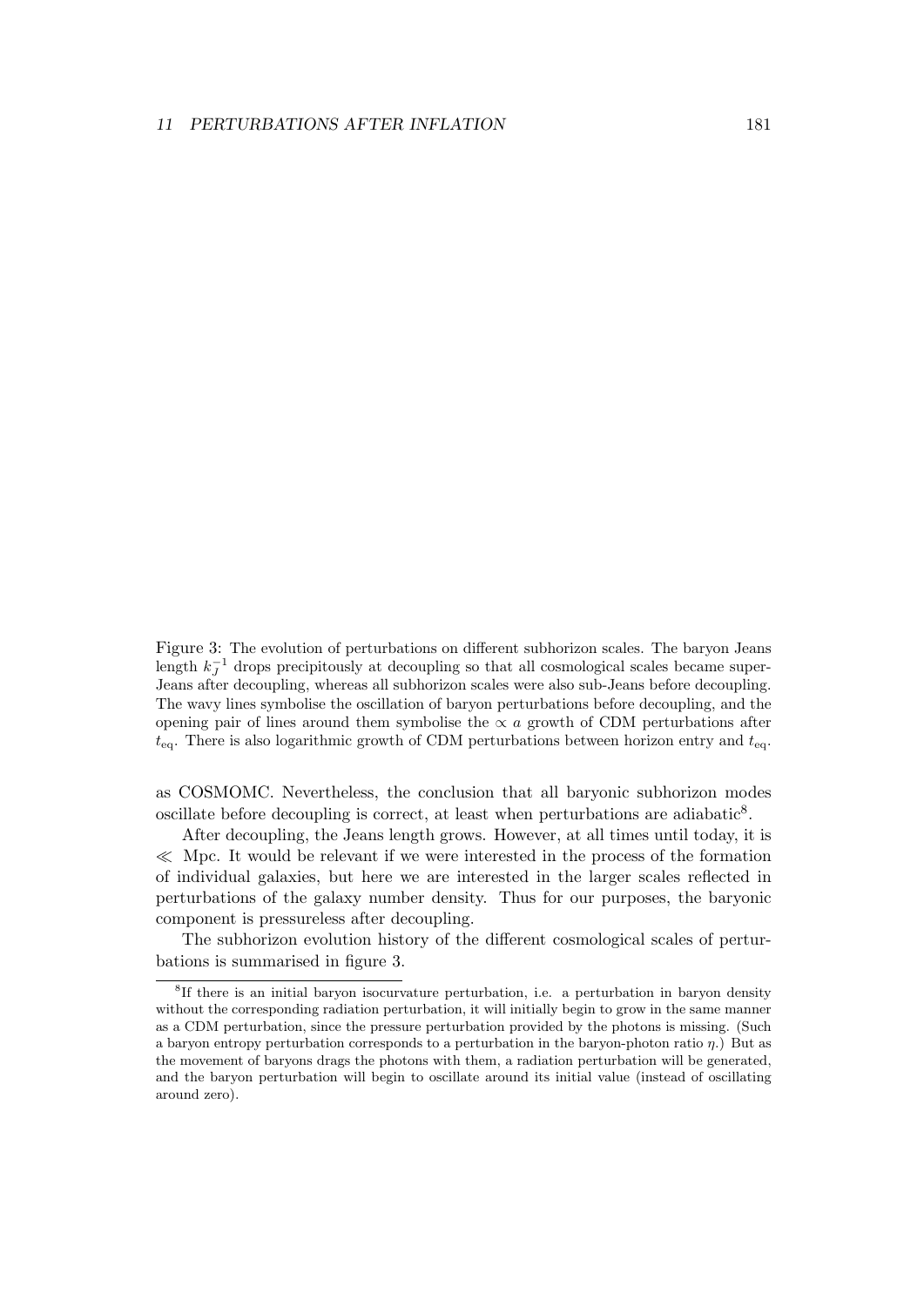Figure 3: The evolution of perturbations on different subhorizon scales. The baryon Jeans length $k_J^{-1}$ drops precipitously at decoupling so that all cosmological scales became super-Jeans after decoupling, whereas all subhorizon scales were also sub-Jeans before decoupling. The wavy lines symbolise the oscillation of baryon perturbations before decoupling, and the opening pair of lines around them symbolise the $\propto a$ growth of CDM perturbations after $t_{\mathrm{eq}}$. There is also logarithmic growth of CDM perturbations between horizon entry and $t_{\mathrm{eq}}$.

as COSMOMC. Nevertheless, the conclusion that all baryonic subhorizon modes oscillate before decoupling is correct, at least when perturbations are adiabatic[8].

After decoupling, the Jeans length grows. However, at all times until today, it is $\ll$ Mpc. It would be relevant if we were interested in the process of the formation of individual galaxies, but here we are interested in the larger scales reflected in perturbations of the galaxy number density. Thus for our purposes, the baryonic component is pressureless after decoupling.

The subhorizon evolution history of the different cosmological scales of perturbations is summarised in figure 3.

[8] If there is an initial baryon isocurvature perturbation, i.e. a perturbation in baryon density without the corresponding radiation perturbation, it will initially begin to grow in the same manner as a CDM perturbation, since the pressure perturbation provided by the photons is missing. (Such a baryon entropy perturbation corresponds to a perturbation in the baryon-photon ratio $\eta$.) But as the movement of baryons drags the photons with them, a radiation perturbation will be generated, and the baryon perturbation will begin to oscillate around its initial value (instead of oscillating around zero).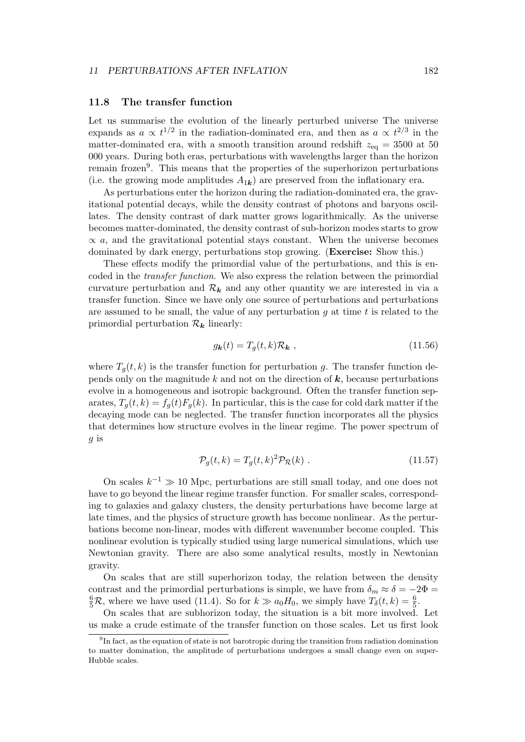### 11.8 The transfer function

Let us summarise the evolution of the linearly perturbed universe The universe expands as $a \propto t^{1/2}$ in the radiation-dominated era, and then as $a \propto t^{2/3}$ in the matter-dominated era, with a smooth transition around redshift $z_{\rm eq} = 3500$ at 50 000 years. During both eras, perturbations with wavelengths larger than the horizon remain frozen[9]. This means that the properties of the superhorizon perturbations (i.e. the growing mode amplitudes $A_{1\boldsymbol{k}}$) are preserved from the inflationary era.

As perturbations enter the horizon during the radiation-dominated era, the gravitational potential decays, while the density contrast of photons and baryons oscillates. The density contrast of dark matter grows logarithmically. As the universe becomes matter-dominated, the density contrast of sub-horizon modes starts to grow $\propto a$, and the gravitational potential stays constant. When the universe becomes dominated by dark energy, perturbations stop growing. (**Exercise:** Show this.)

These effects modify the primordial value of the perturbations, and this is encoded in the *transfer function*. We also express the relation between the primordial curvature perturbation and $\mathcal{R}_{\boldsymbol{k}}$ and any other quantity we are interested in via a transfer function. Since we have only one source of perturbations and perturbations are assumed to be small, the value of any perturbation $g$ at time $t$ is related to the primordial perturbation $\mathcal{R}_{\boldsymbol{k}}$ linearly:

$$
g_{\boldsymbol{k}}(t) = T_g(t,k)\mathcal{R}_{\boldsymbol{k}} \ , \tag{11.56}
$$

where $T_g(t,k)$ is the transfer function for perturbation $g$. The transfer function depends only on the magnitude $k$ and not on the direction of $\boldsymbol{k}$, because perturbations evolve in a homogeneous and isotropic background. Often the transfer function separates, $T_g(t,k) = f_g(t)F_g(k)$. In particular, this is the case for cold dark matter if the decaying mode can be neglected. The transfer function incorporates all the physics that determines how structure evolves in the linear regime. The power spectrum of $g$ is

$$
\mathcal{P}_g(t,k) = T_g(t,k)^2 \mathcal{P}_{\mathcal{R}}(k) \ . \tag{11.57}
$$

On scales $k^{-1} \gg 10$ Mpc, perturbations are still small today, and one does not have to go beyond the linear regime transfer function. For smaller scales, corresponding to galaxies and galaxy clusters, the density perturbations have become large at late times, and the physics of structure growth has become nonlinear. As the perturbations become non-linear, modes with different wavenumber become coupled. This nonlinear evolution is typically studied using large numerical simulations, which use Newtonian gravity. There are also some analytical results, mostly in Newtonian gravity.

On scales that are still superhorizon today, the relation between the density contrast and the primordial perturbations is simple, we have from $\delta_m \approx \delta = -2\Phi = \frac{6}{5}\mathcal{R}$, where we have used (11.4). So for $k \gg a_0 H_0$, we simply have $T_\delta(t,k) = \frac{6}{5}$.

On scales that are subhorizon today, the situation is a bit more involved. Let us make a crude estimate of the transfer function on those scales. Let us first look

[9] In fact, as the equation of state is not barotropic during the transition from radiation domination to matter domination, the amplitude of perturbations undergoes a small change even on super-Hubble scales.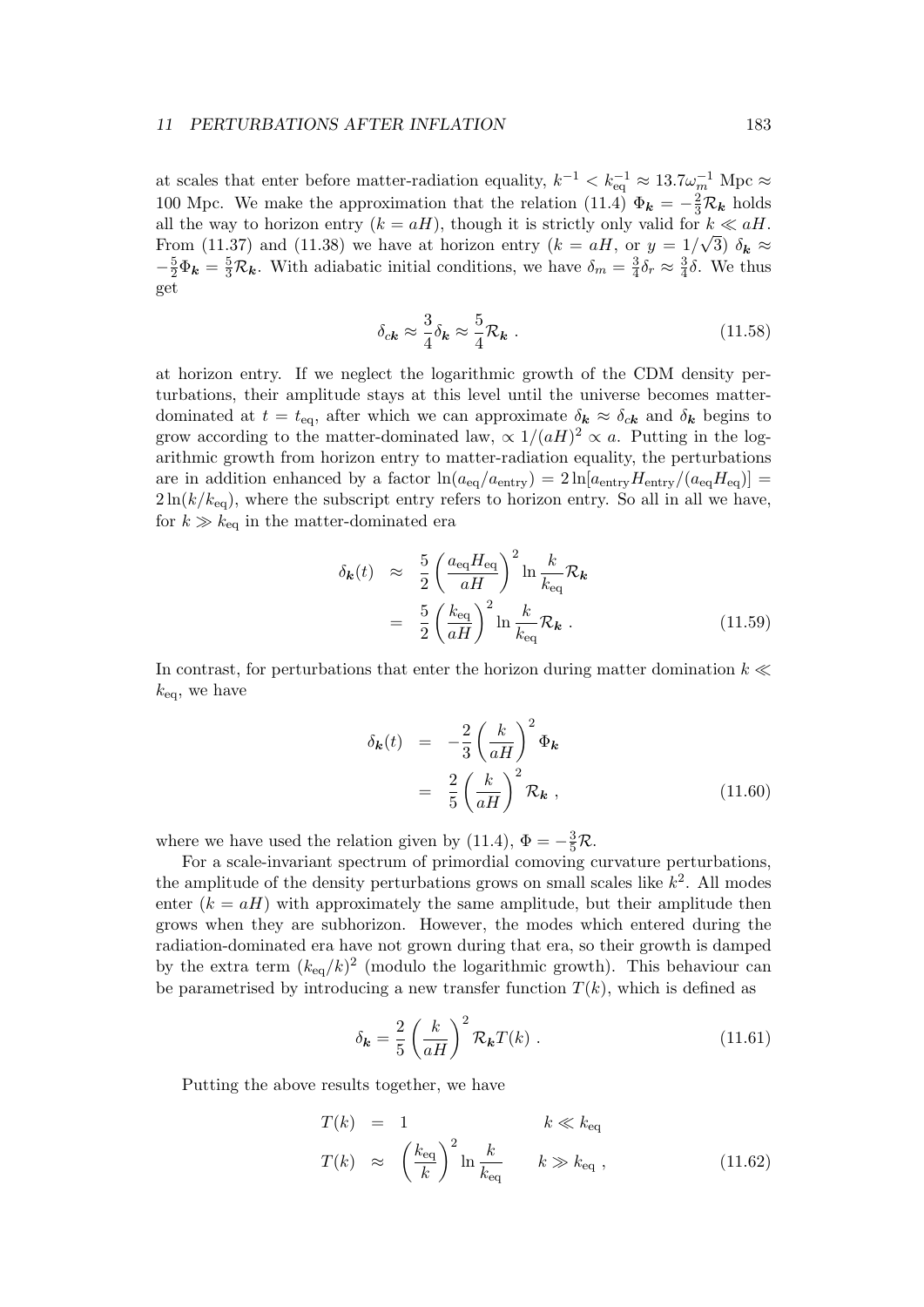at scales that enter before matter-radiation equality, $k^{-1} < k_{\rm eq}^{-1} \approx 13.7\omega_m^{-1}$ Mpc $\approx$ 100 Mpc. We make the approximation that the relation (11.4) $\Phi_{\boldsymbol{k}} = -\frac{2}{3}\mathcal{R}_{\boldsymbol{k}}$ holds all the way to horizon entry ($k = aH$), though it is strictly only valid for $k \ll aH$. From (11.37) and (11.38) we have at horizon entry ($k = aH$, or $y = 1/\sqrt{3}$) $\delta_{\boldsymbol{k}} \approx -\frac{5}{2}\Phi_{\boldsymbol{k}} = \frac{5}{3}\mathcal{R}_{\boldsymbol{k}}$. With adiabatic initial conditions, we have $\delta_m = \frac{3}{4}\delta_r \approx \frac{3}{4}\delta$. We thus get

$$
\delta_{c\boldsymbol{k}} \approx \frac{3}{4}\delta_{\boldsymbol{k}} \approx \frac{5}{4}\mathcal{R}_{\boldsymbol{k}} \; . \tag{11.58}
$$

at horizon entry. If we neglect the logarithmic growth of the CDM density perturbations, their amplitude stays at this level until the universe becomes matter-dominated at $t = t_{\rm eq}$, after which we can approximate $\delta_{\boldsymbol{k}} \approx \delta_{c\boldsymbol{k}}$ and $\delta_{\boldsymbol{k}}$ begins to grow according to the matter-dominated law, $\propto 1/(aH)^2 \propto a$. Putting in the logarithmic growth from horizon entry to matter-radiation equality, the perturbations are in addition enhanced by a factor $\ln(a_{\rm eq}/a_{\rm entry}) = 2\ln[a_{\rm entry}H_{\rm entry}/(a_{\rm eq}H_{\rm eq})] = 2\ln(k/k_{\rm eq})$, where the subscript entry refers to horizon entry. So all in all we have, for $k \gg k_{\rm eq}$ in the matter-dominated era

$$
\begin{aligned}
\delta_{\boldsymbol{k}}(t) &\approx \frac{5}{2}\left(\frac{a_{\rm eq}H_{\rm eq}}{aH}\right)^2 \ln\frac{k}{k_{\rm eq}}\mathcal{R}_{\boldsymbol{k}} \\
&= \frac{5}{2}\left(\frac{k_{\rm eq}}{aH}\right)^2 \ln\frac{k}{k_{\rm eq}}\mathcal{R}_{\boldsymbol{k}} \; .
\end{aligned} \tag{11.59}
$$

In contrast, for perturbations that enter the horizon during matter domination $k \ll k_{\rm eq}$, we have

$$
\begin{aligned}
\delta_{\boldsymbol{k}}(t) &= -\frac{2}{3}\left(\frac{k}{aH}\right)^2 \Phi_{\boldsymbol{k}} \\
&= \frac{2}{5}\left(\frac{k}{aH}\right)^2 \mathcal{R}_{\boldsymbol{k}} \; ,
\end{aligned} \tag{11.60}
$$

where we have used the relation given by (11.4), $\Phi = -\frac{3}{5}\mathcal{R}$.

For a scale-invariant spectrum of primordial comoving curvature perturbations, the amplitude of the density perturbations grows on small scales like $k^2$. All modes enter ($k = aH$) with approximately the same amplitude, but their amplitude then grows when they are subhorizon. However, the modes which entered during the radiation-dominated era have not grown during that era, so their growth is damped by the extra term $(k_{\rm eq}/k)^2$ (modulo the logarithmic growth). This behaviour can be parametrised by introducing a new transfer function $T(k)$, which is defined as

$$
\delta_{\boldsymbol{k}} = \frac{2}{5}\left(\frac{k}{aH}\right)^2 \mathcal{R}_{\boldsymbol{k}} T(k) \; . \tag{11.61}
$$

Putting the above results together, we have

$$
\begin{aligned}
T(k) &= 1 & & k \ll k_{\rm eq} \\
T(k) &\approx \left(\frac{k_{\rm eq}}{k}\right)^2 \ln\frac{k}{k_{\rm eq}} & & k \gg k_{\rm eq} \; ,
\end{aligned} \tag{11.62}
$$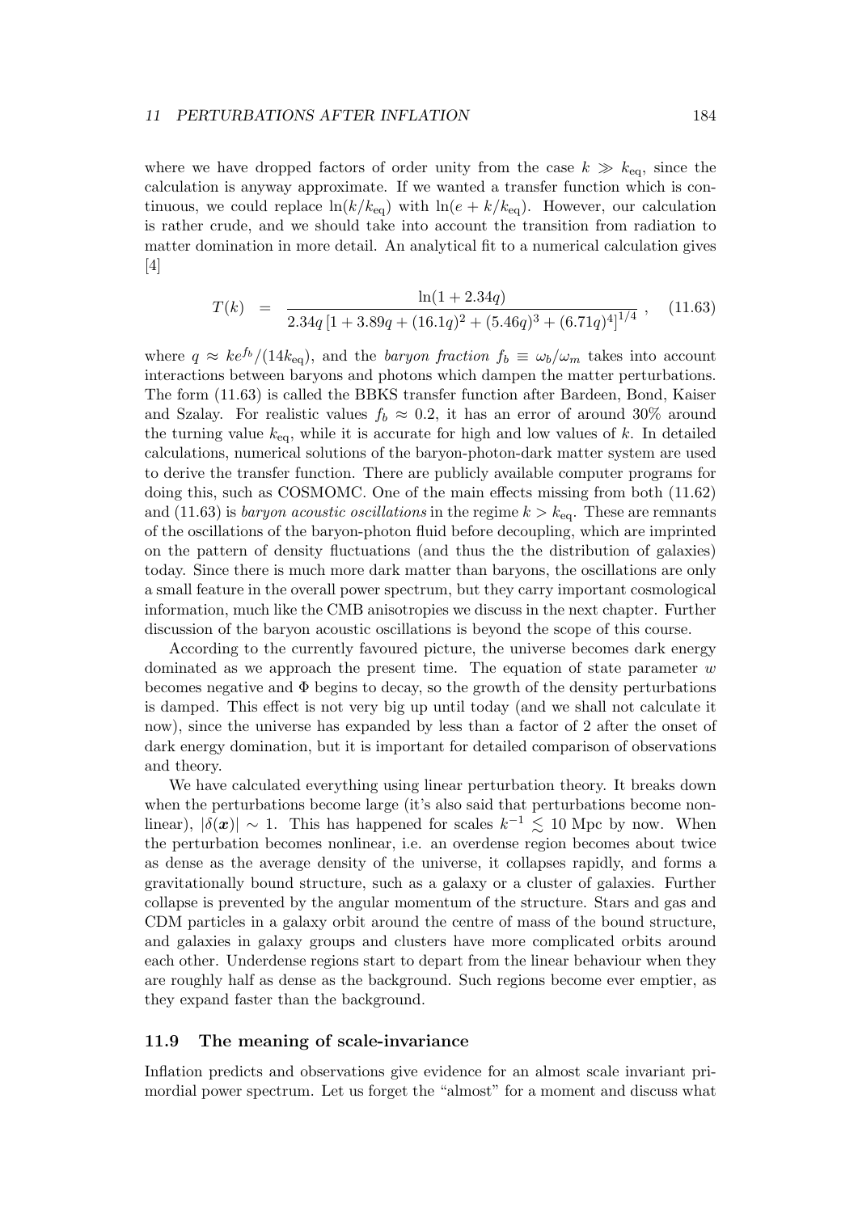where we have dropped factors of order unity from the case $k \gg k_{\text{eq}}$, since the calculation is anyway approximate. If we wanted a transfer function which is continuous, we could replace $\ln(k/k_{\text{eq}})$ with $\ln(e + k/k_{\text{eq}})$. However, our calculation is rather crude, and we should take into account the transition from radiation to matter domination in more detail. An analytical fit to a numerical calculation gives [4]

$$T(k) = \frac{\ln(1 + 2.34q)}{2.34q \left[1 + 3.89q + (16.1q)^2 + (5.46q)^3 + (6.71q)^4\right]^{1/4}} , \quad (11.63)$$

where $q \approx k e^{f_b}/(14 k_{\text{eq}})$, and the *baryon fraction* $f_b \equiv \omega_b/\omega_m$ takes into account interactions between baryons and photons which dampen the matter perturbations. The form (11.63) is called the BBKS transfer function after Bardeen, Bond, Kaiser and Szalay. For realistic values $f_b \approx 0.2$, it has an error of around 30% around the turning value $k_{\text{eq}}$, while it is accurate for high and low values of $k$. In detailed calculations, numerical solutions of the baryon-photon-dark matter system are used to derive the transfer function. There are publicly available computer programs for doing this, such as COSMOMC. One of the main effects missing from both (11.62) and (11.63) is *baryon acoustic oscillations* in the regime $k > k_{\text{eq}}$. These are remnants of the oscillations of the baryon-photon fluid before decoupling, which are imprinted on the pattern of density fluctuations (and thus the the distribution of galaxies) today. Since there is much more dark matter than baryons, the oscillations are only a small feature in the overall power spectrum, but they carry important cosmological information, much like the CMB anisotropies we discuss in the next chapter. Further discussion of the baryon acoustic oscillations is beyond the scope of this course.

According to the currently favoured picture, the universe becomes dark energy dominated as we approach the present time. The equation of state parameter $w$ becomes negative and $\Phi$ begins to decay, so the growth of the density perturbations is damped. This effect is not very big up until today (and we shall not calculate it now), since the universe has expanded by less than a factor of 2 after the onset of dark energy domination, but it is important for detailed comparison of observations and theory.

We have calculated everything using linear perturbation theory. It breaks down when the perturbations become large (it's also said that perturbations become nonlinear), $|\delta(\boldsymbol{x})| \sim 1$. This has happened for scales $k^{-1} \lesssim 10$ Mpc by now. When the perturbation becomes nonlinear, i.e. an overdense region becomes about twice as dense as the average density of the universe, it collapses rapidly, and forms a gravitationally bound structure, such as a galaxy or a cluster of galaxies. Further collapse is prevented by the angular momentum of the structure. Stars and gas and CDM particles in a galaxy orbit around the centre of mass of the bound structure, and galaxies in galaxy groups and clusters have more complicated orbits around each other. Underdense regions start to depart from the linear behaviour when they are roughly half as dense as the background. Such regions become ever emptier, as they expand faster than the background.

## 11.9 The meaning of scale-invariance

Inflation predicts and observations give evidence for an almost scale invariant primordial power spectrum. Let us forget the "almost" for a moment and discuss what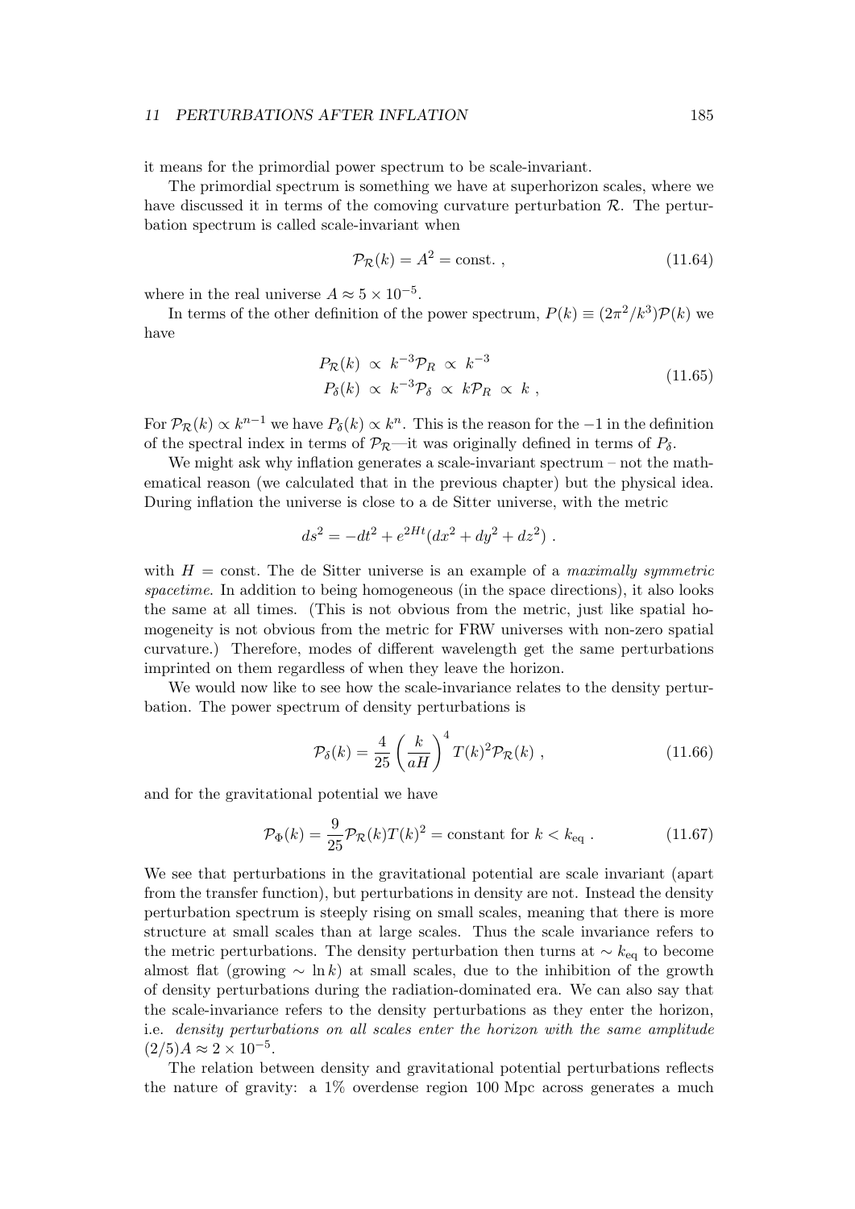it means for the primordial power spectrum to be scale-invariant.

The primordial spectrum is something we have at superhorizon scales, where we have discussed it in terms of the comoving curvature perturbation $\mathcal{R}$. The perturbation spectrum is called scale-invariant when

$$\mathcal{P}_{\mathcal{R}}(k) = A^2 = \text{const.} \,, \tag{11.64}$$

where in the real universe $A \approx 5 \times 10^{-5}$.

In terms of the other definition of the power spectrum, $P(k) \equiv (2\pi^2/k^3)\mathcal{P}(k)$ we have

$$\begin{aligned} P_{\mathcal{R}}(k) &\propto k^{-3}\mathcal{P}_R \propto k^{-3} \\ P_{\delta}(k) &\propto k^{-3}\mathcal{P}_{\delta} \propto k\mathcal{P}_R \propto k \,, \end{aligned} \tag{11.65}$$

For $\mathcal{P}_{\mathcal{R}}(k) \propto k^{n-1}$ we have $P_{\delta}(k) \propto k^n$. This is the reason for the $-1$ in the definition of the spectral index in terms of $\mathcal{P}_{\mathcal{R}}$—it was originally defined in terms of $P_{\delta}$.

We might ask why inflation generates a scale-invariant spectrum – not the mathematical reason (we calculated that in the previous chapter) but the physical idea. During inflation the universe is close to a de Sitter universe, with the metric

$$ds^2 = -dt^2 + e^{2Ht}(dx^2 + dy^2 + dz^2) \,.$$

with $H = $ const. The de Sitter universe is an example of a *maximally symmetric spacetime*. In addition to being homogeneous (in the space directions), it also looks the same at all times. (This is not obvious from the metric, just like spatial homogeneity is not obvious from the metric for FRW universes with non-zero spatial curvature.) Therefore, modes of different wavelength get the same perturbations imprinted on them regardless of when they leave the horizon.

We would now like to see how the scale-invariance relates to the density perturbation. The power spectrum of density perturbations is

$$\mathcal{P}_{\delta}(k) = \frac{4}{25}\left(\frac{k}{aH}\right)^4 T(k)^2 \mathcal{P}_{\mathcal{R}}(k) \,, \tag{11.66}$$

and for the gravitational potential we have

$$\mathcal{P}_{\Phi}(k) = \frac{9}{25}\mathcal{P}_{\mathcal{R}}(k)T(k)^2 = \text{constant for } k < k_{\text{eq}} \,. \tag{11.67}$$

We see that perturbations in the gravitational potential are scale invariant (apart from the transfer function), but perturbations in density are not. Instead the density perturbation spectrum is steeply rising on small scales, meaning that there is more structure at small scales than at large scales. Thus the scale invariance refers to the metric perturbations. The density perturbation then turns at $\sim k_{\text{eq}}$ to become almost flat (growing $\sim \ln k$) at small scales, due to the inhibition of the growth of density perturbations during the radiation-dominated era. We can also say that the scale-invariance refers to the density perturbations as they enter the horizon, i.e. *density perturbations on all scales enter the horizon with the same amplitude* $(2/5)A \approx 2 \times 10^{-5}$.

The relation between density and gravitational potential perturbations reflects the nature of gravity: a 1% overdense region 100 Mpc across generates a much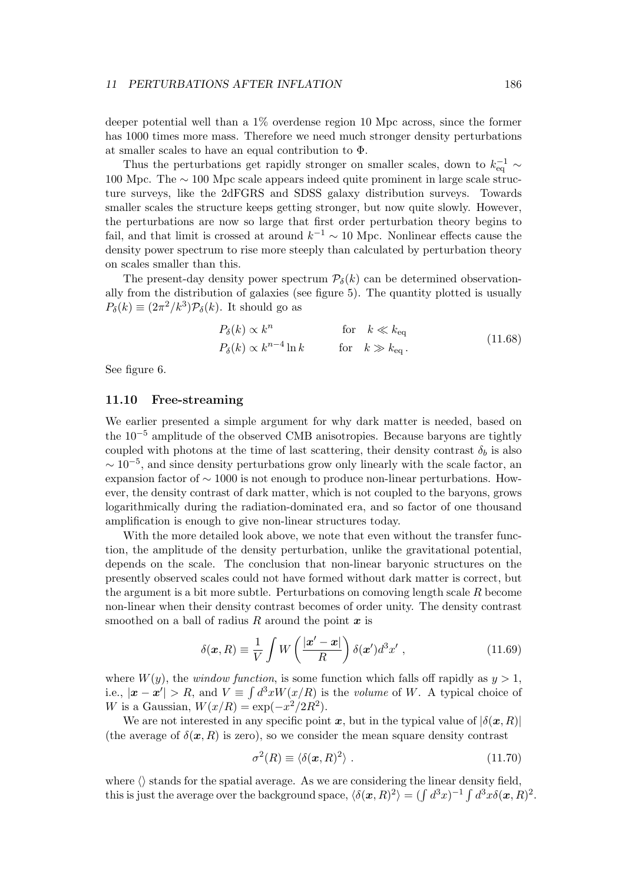deeper potential well than a 1% overdense region 10 Mpc across, since the former has 1000 times more mass. Therefore we need much stronger density perturbations at smaller scales to have an equal contribution to $\Phi$.

Thus the perturbations get rapidly stronger on smaller scales, down to $k_{\rm eq}^{-1} \sim$ 100 Mpc. The $\sim 100$ Mpc scale appears indeed quite prominent in large scale structure surveys, like the 2dFGRS and SDSS galaxy distribution surveys. Towards smaller scales the structure keeps getting stronger, but now quite slowly. However, the perturbations are now so large that first order perturbation theory begins to fail, and that limit is crossed at around $k^{-1} \sim 10$ Mpc. Nonlinear effects cause the density power spectrum to rise more steeply than calculated by perturbation theory on scales smaller than this.

The present-day density power spectrum $\mathcal{P}_\delta(k)$ can be determined observationally from the distribution of galaxies (see figure 5). The quantity plotted is usually $P_\delta(k) \equiv (2\pi^2/k^3)\mathcal{P}_\delta(k)$. It should go as

$$
\begin{aligned}
P_\delta(k) &\propto k^n && \text{for} \quad k \ll k_{\rm eq} \\
P_\delta(k) &\propto k^{n-4}\ln k && \text{for} \quad k \gg k_{\rm eq}\,.
\end{aligned}
\tag{11.68}
$$

See figure 6.

### 11.10 Free-streaming

We earlier presented a simple argument for why dark matter is needed, based on the $10^{-5}$ amplitude of the observed CMB anisotropies. Because baryons are tightly coupled with photons at the time of last scattering, their density contrast $\delta_b$ is also $\sim 10^{-5}$, and since density perturbations grow only linearly with the scale factor, an expansion factor of $\sim 1000$ is not enough to produce non-linear perturbations. However, the density contrast of dark matter, which is not coupled to the baryons, grows logarithmically during the radiation-dominated era, and so factor of one thousand amplification is enough to give non-linear structures today.

With the more detailed look above, we note that even without the transfer function, the amplitude of the density perturbation, unlike the gravitational potential, depends on the scale. The conclusion that non-linear baryonic structures on the presently observed scales could not have formed without dark matter is correct, but the argument is a bit more subtle. Perturbations on comoving length scale $R$ become non-linear when their density contrast becomes of order unity. The density contrast smoothed on a ball of radius $R$ around the point $\boldsymbol{x}$ is

$$
\delta(\boldsymbol{x}, R) \equiv \frac{1}{V}\int W\left(\frac{|\boldsymbol{x}' - \boldsymbol{x}|}{R}\right)\delta(\boldsymbol{x}')d^3x' \,, \tag{11.69}
$$

where $W(y)$, the *window function*, is some function which falls off rapidly as $y > 1$, i.e., $|\boldsymbol{x} - \boldsymbol{x}'| > R$, and $V \equiv \int d^3x W(x/R)$ is the *volume* of $W$. A typical choice of $W$ is a Gaussian, $W(x/R) = \exp(-x^2/2R^2)$.

We are not interested in any specific point $\boldsymbol{x}$, but in the typical value of $|\delta(\boldsymbol{x}, R)|$ (the average of $\delta(\boldsymbol{x}, R)$ is zero), so we consider the mean square density contrast

$$
\sigma^2(R) \equiv \langle \delta(\boldsymbol{x}, R)^2 \rangle \,. \tag{11.70}
$$

where $\langle\rangle$ stands for the spatial average. As we are considering the linear density field, this is just the average over the background space, $\langle\delta(\boldsymbol{x}, R)^2\rangle = (\int d^3x)^{-1}\int d^3x\delta(\boldsymbol{x}, R)^2$.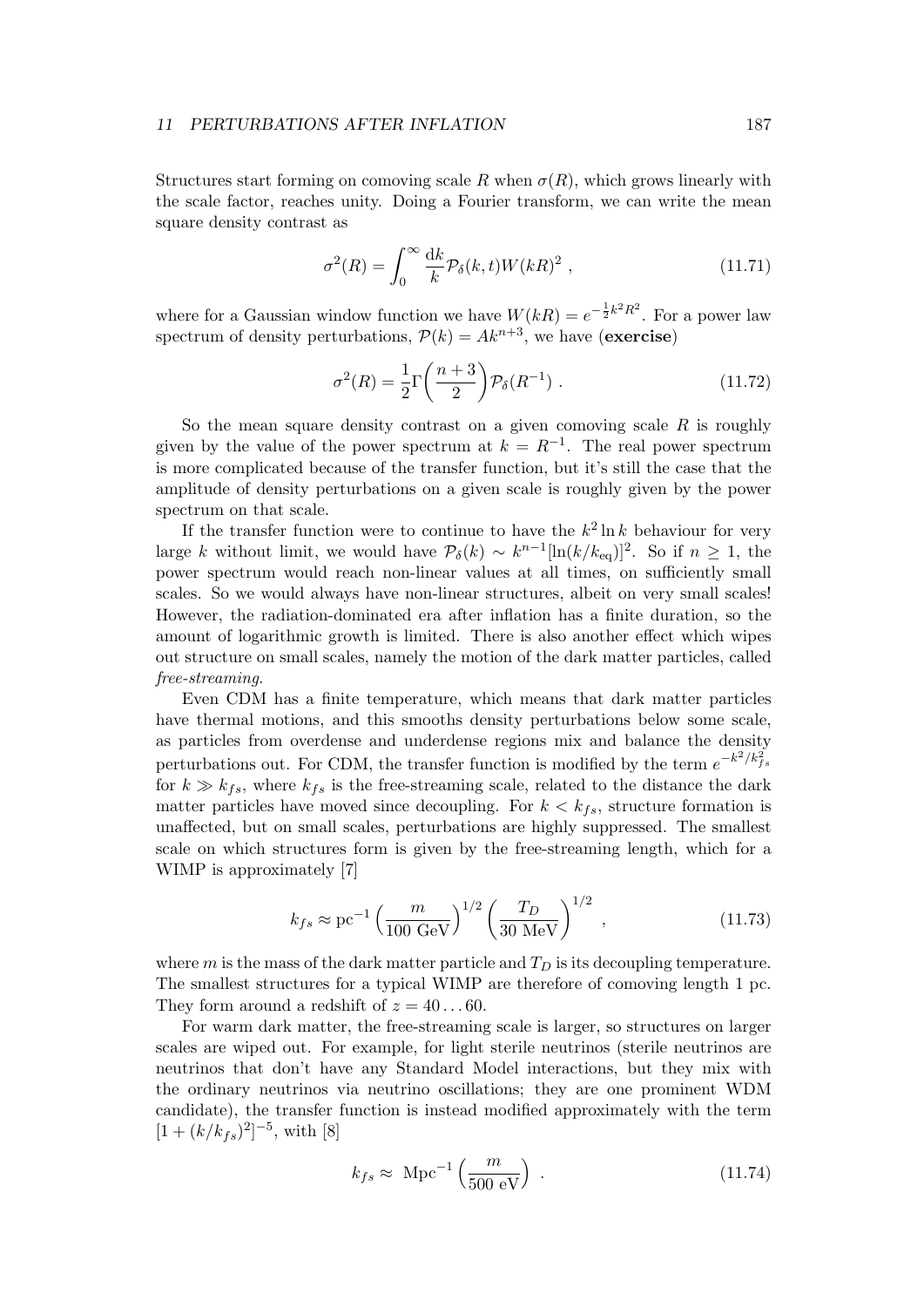Structures start forming on comoving scale $R$ when $\sigma(R)$, which grows linearly with the scale factor, reaches unity. Doing a Fourier transform, we can write the mean square density contrast as

$$\sigma^2(R) = \int_0^\infty \frac{\mathrm{d}k}{k} \mathcal{P}_\delta(k,t) W(kR)^2 \ , \tag{11.71}$$

where for a Gaussian window function we have $W(kR) = e^{-\frac{1}{2}k^2R^2}$. For a power law spectrum of density perturbations, $\mathcal{P}(k) = Ak^{n+3}$, we have (**exercise**)

$$\sigma^2(R) = \frac{1}{2}\Gamma\bigg(\frac{n+3}{2}\bigg)\mathcal{P}_\delta(R^{-1}) \ . \tag{11.72}$$

So the mean square density contrast on a given comoving scale $R$ is roughly given by the value of the power spectrum at $k = R^{-1}$. The real power spectrum is more complicated because of the transfer function, but it's still the case that the amplitude of density perturbations on a given scale is roughly given by the power spectrum on that scale.

If the transfer function were to continue to have the $k^2 \ln k$ behaviour for very large $k$ without limit, we would have $\mathcal{P}_\delta(k) \sim k^{n-1}[\ln(k/k_{\mathrm{eq}})]^2$. So if $n \geq 1$, the power spectrum would reach non-linear values at all times, on sufficiently small scales. So we would always have non-linear structures, albeit on very small scales! However, the radiation-dominated era after inflation has a finite duration, so the amount of logarithmic growth is limited. There is also another effect which wipes out structure on small scales, namely the motion of the dark matter particles, called *free-streaming*.

Even CDM has a finite temperature, which means that dark matter particles have thermal motions, and this smooths density perturbations below some scale, as particles from overdense and underdense regions mix and balance the density perturbations out. For CDM, the transfer function is modified by the term $e^{-k^2/k_{fs}^2}$ for $k \gg k_{fs}$, where $k_{fs}$ is the free-streaming scale, related to the distance the dark matter particles have moved since decoupling. For $k < k_{fs}$, structure formation is unaffected, but on small scales, perturbations are highly suppressed. The smallest scale on which structures form is given by the free-streaming length, which for a WIMP is approximately [7]

$$k_{fs} \approx \mathrm{pc}^{-1} \left(\frac{m}{100 \ \mathrm{GeV}}\right)^{1/2} \left(\frac{T_D}{30 \ \mathrm{MeV}}\right)^{1/2} \ , \tag{11.73}$$

where $m$ is the mass of the dark matter particle and $T_D$ is its decoupling temperature. The smallest structures for a typical WIMP are therefore of comoving length 1 pc. They form around a redshift of $z = 40 \ldots 60$.

For warm dark matter, the free-streaming scale is larger, so structures on larger scales are wiped out. For example, for light sterile neutrinos (sterile neutrinos are neutrinos that don't have any Standard Model interactions, but they mix with the ordinary neutrinos via neutrino oscillations; they are one prominent WDM candidate), the transfer function is instead modified approximately with the term $[1 + (k/k_{fs})^2]^{-5}$, with [8]

$$k_{fs} \approx \ \mathrm{Mpc}^{-1} \left(\frac{m}{500 \ \mathrm{eV}}\right) \ . \tag{11.74}$$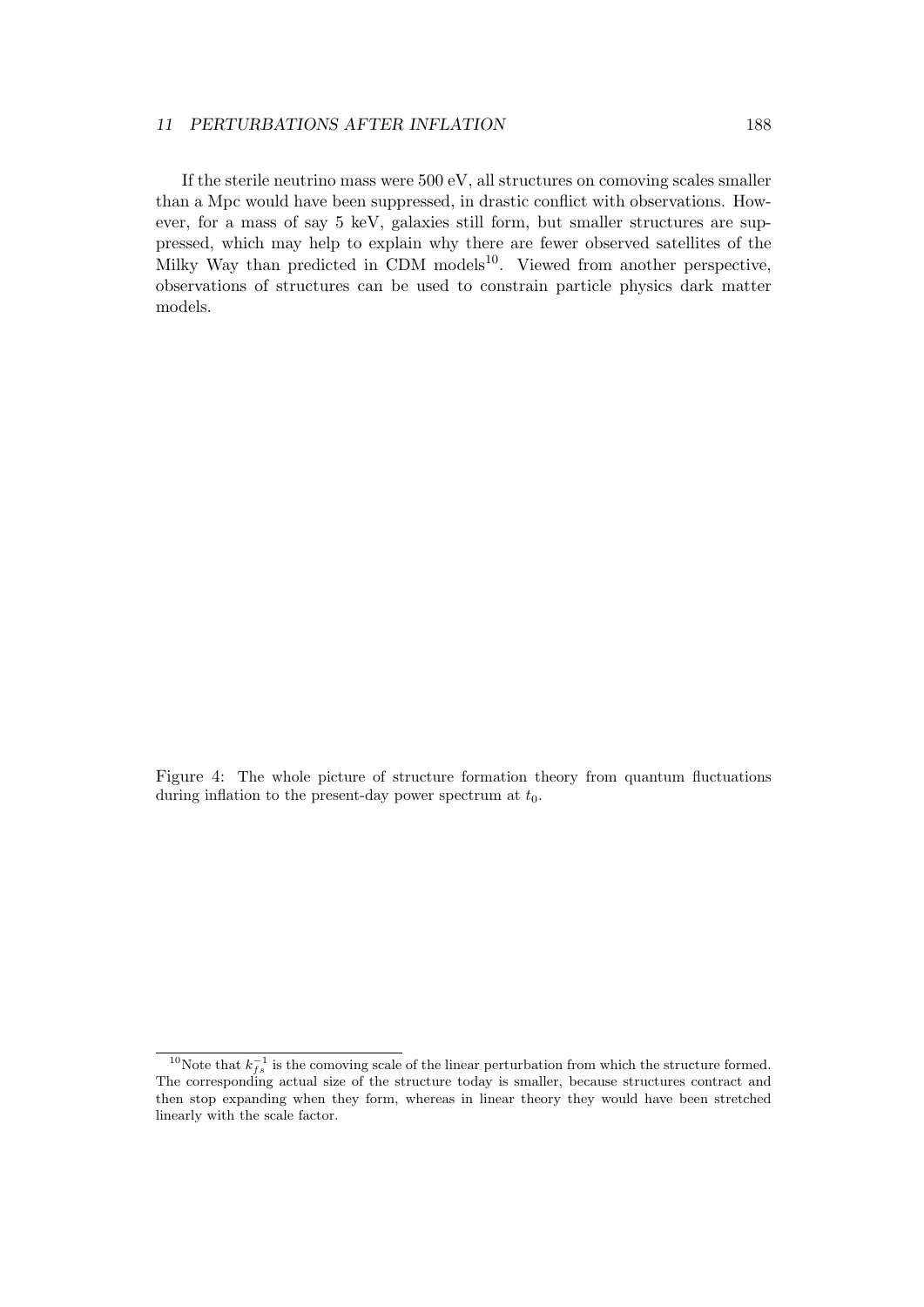If the sterile neutrino mass were 500 eV, all structures on comoving scales smaller than a Mpc would have been suppressed, in drastic conflict with observations. However, for a mass of say 5 keV, galaxies still form, but smaller structures are suppressed, which may help to explain why there are fewer observed satellites of the Milky Way than predicted in CDM models[10]. Viewed from another perspective, observations of structures can be used to constrain particle physics dark matter models.

Figure 4: The whole picture of structure formation theory from quantum fluctuations during inflation to the present-day power spectrum at $t_0$.

[10] Note that $k_{fs}^{-1}$ is the comoving scale of the linear perturbation from which the structure formed. The corresponding actual size of the structure today is smaller, because structures contract and then stop expanding when they form, whereas in linear theory they would have been stretched linearly with the scale factor.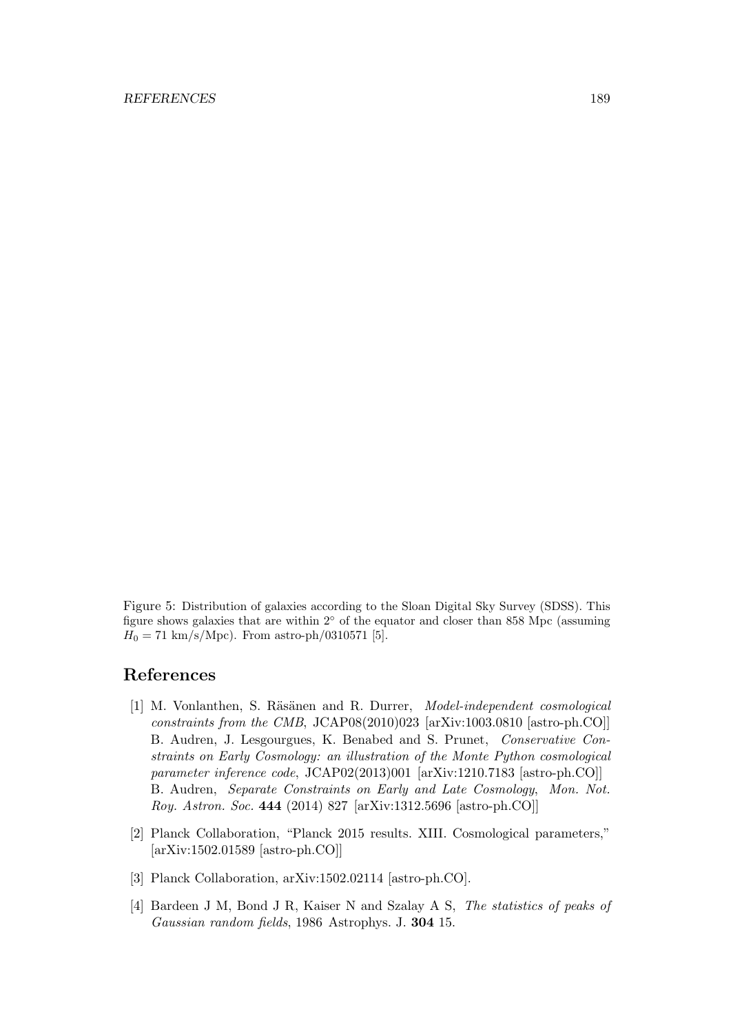Figure 5: Distribution of galaxies according to the Sloan Digital Sky Survey (SDSS). This figure shows galaxies that are within 2° of the equator and closer than 858 Mpc (assuming $H_0 = 71$ km/s/Mpc). From astro-ph/0310571 [5].

## References

[1] M. Vonlanthen, S. Räsänen and R. Durrer, *Model-independent cosmological constraints from the CMB*, JCAP08(2010)023 [arXiv:1003.0810 [astro-ph.CO]] B. Audren, J. Lesgourgues, K. Benabed and S. Prunet, *Conservative Constraints on Early Cosmology: an illustration of the Monte Python cosmological parameter inference code*, JCAP02(2013)001 [arXiv:1210.7183 [astro-ph.CO]] B. Audren, *Separate Constraints on Early and Late Cosmology*, *Mon. Not. Roy. Astron. Soc.* **444** (2014) 827 [arXiv:1312.5696 [astro-ph.CO]]

[2] Planck Collaboration, "Planck 2015 results. XIII. Cosmological parameters," [arXiv:1502.01589 [astro-ph.CO]]

[3] Planck Collaboration, arXiv:1502.02114 [astro-ph.CO].

[4] Bardeen J M, Bond J R, Kaiser N and Szalay A S, *The statistics of peaks of Gaussian random fields*, 1986 Astrophys. J. **304** 15.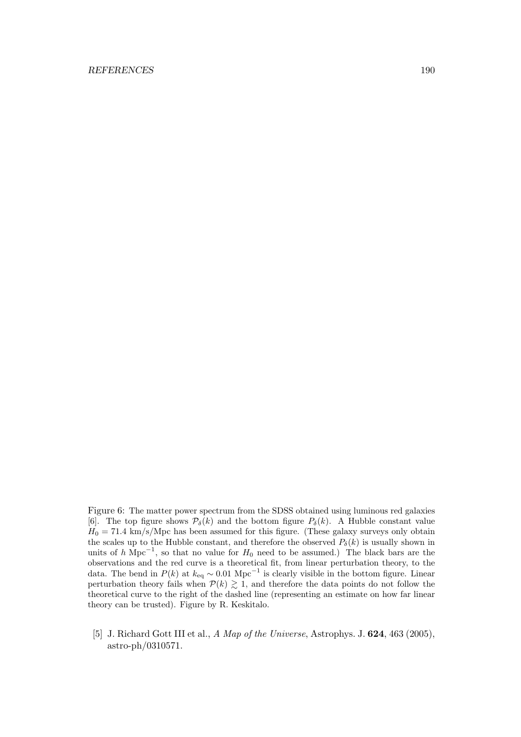Figure 6: The matter power spectrum from the SDSS obtained using luminous red galaxies [6]. The top figure shows $\mathcal{P}_\delta(k)$ and the bottom figure $P_\delta(k)$. A Hubble constant value $H_0 = 71.4$ km/s/Mpc has been assumed for this figure. (These galaxy surveys only obtain the scales up to the Hubble constant, and therefore the observed $P_\delta(k)$ is usually shown in units of $h$ Mpc$^{-1}$, so that no value for $H_0$ need to be assumed.) The black bars are the observations and the red curve is a theoretical fit, from linear perturbation theory, to the data. The bend in $P(k)$ at $k_{\rm eq} \sim 0.01$ Mpc$^{-1}$ is clearly visible in the bottom figure. Linear perturbation theory fails when $\mathcal{P}(k) \gtrsim 1$, and therefore the data points do not follow the theoretical curve to the right of the dashed line (representing an estimate on how far linear theory can be trusted). Figure by R. Keskitalo.

[5] J. Richard Gott III et al., *A Map of the Universe*, Astrophys. J. **624**, 463 (2005), astro-ph/0310571.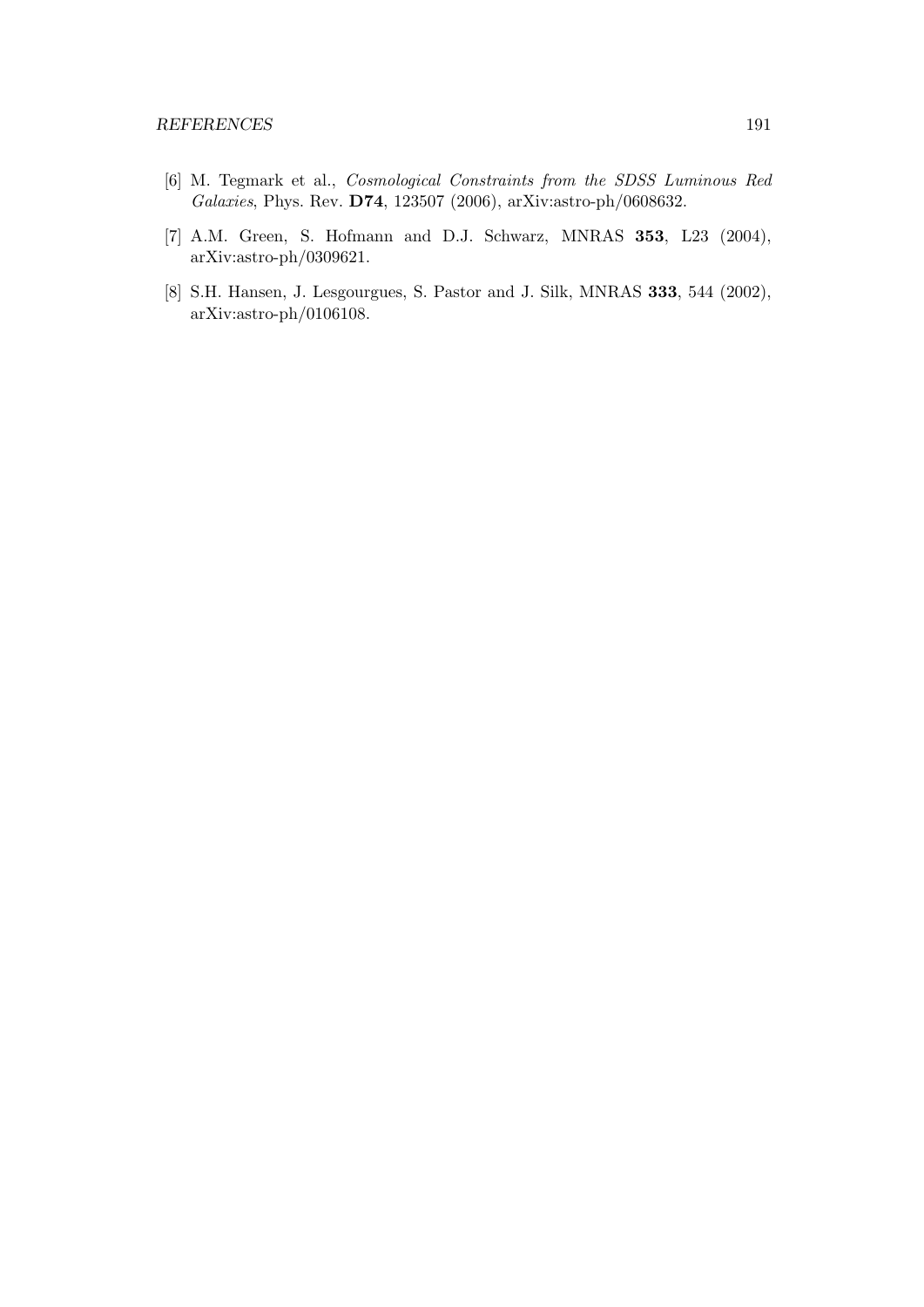[6] M. Tegmark et al., *Cosmological Constraints from the SDSS Luminous Red Galaxies*, Phys. Rev. **D74**, 123507 (2006), arXiv:astro-ph/0608632.

[7] A.M. Green, S. Hofmann and D.J. Schwarz, MNRAS **353**, L23 (2004), arXiv:astro-ph/0309621.

[8] S.H. Hansen, J. Lesgourgues, S. Pastor and J. Silk, MNRAS **333**, 544 (2002), arXiv:astro-ph/0106108.